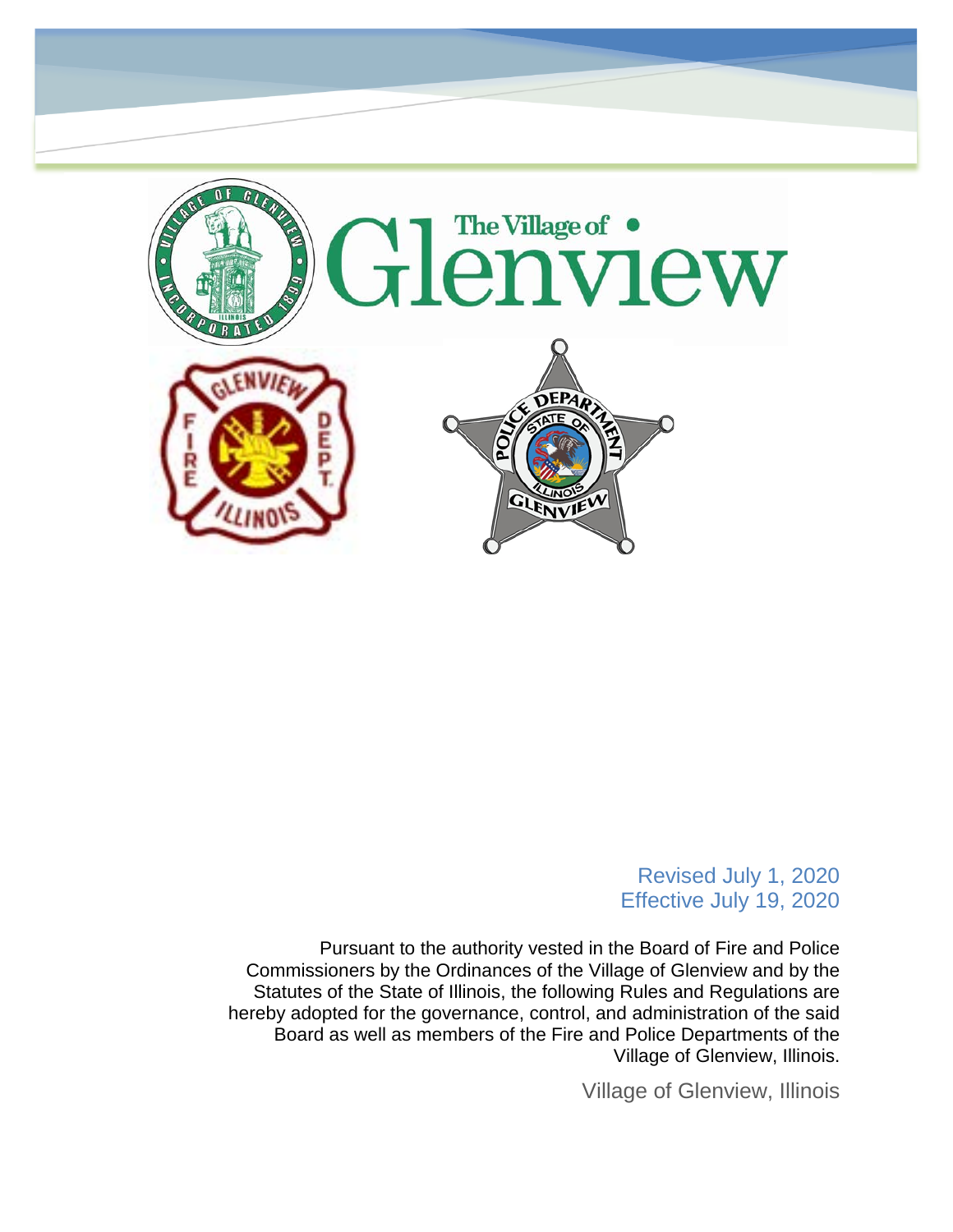Revised July 1, 2020
Effective July 19, 2020

Pursuant to the authority vested in the Board of Fire and Police Commissioners by the Ordinances of the Village of Glenview and by the Statutes of the State of Illinois, the following Rules and Regulations are hereby adopted for the governance, control, and administration of the said Board as well as members of the Fire and Police Departments of the Village of Glenview, Illinois.

Village of Glenview, Illinois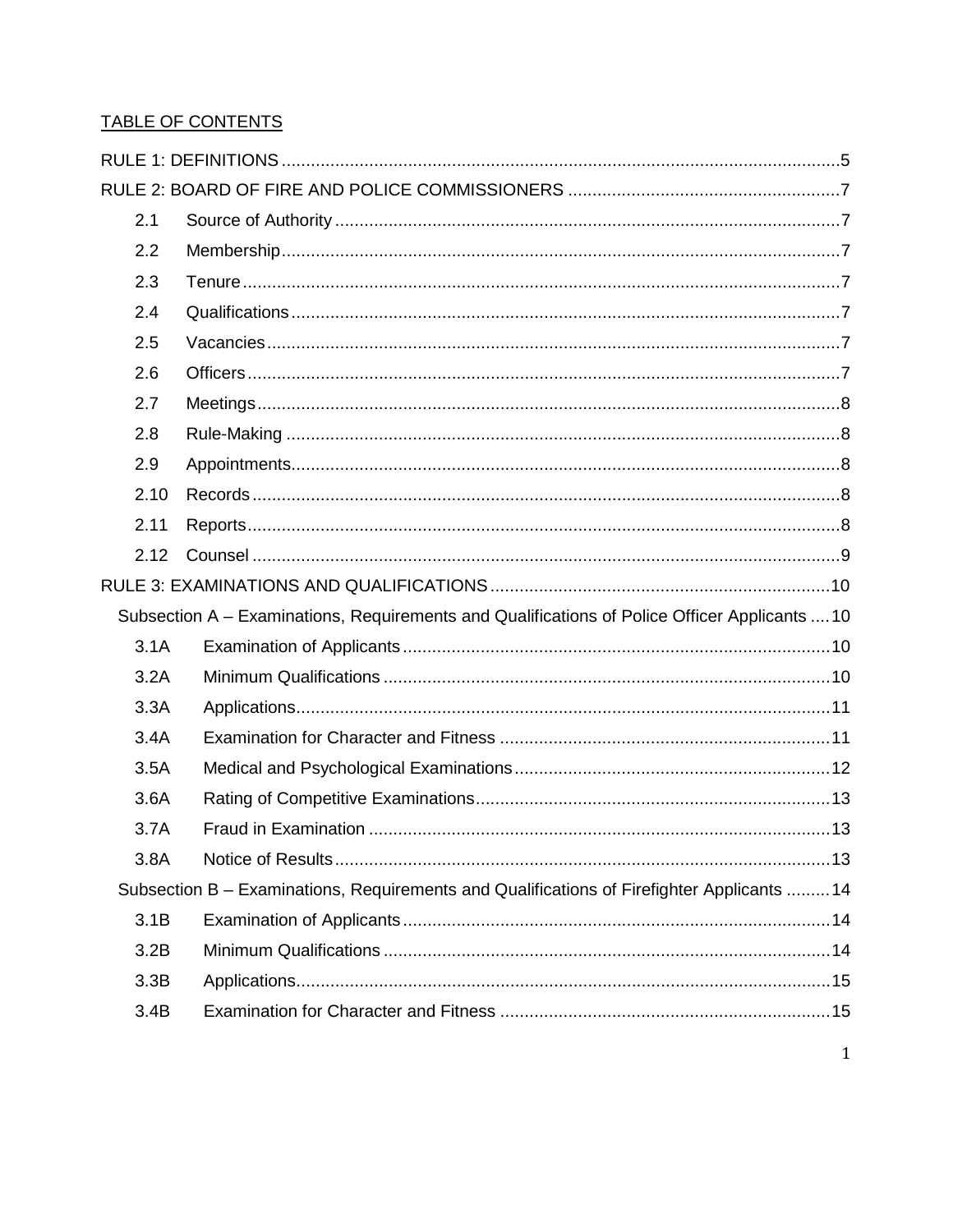TABLE OF CONTENTS

RULE 1: DEFINITIONS .......... 5

RULE 2: BOARD OF FIRE AND POLICE COMMISSIONERS .......... 7

- 2.1 Source of Authority .......... 7
- 2.2 Membership .......... 7
- 2.3 Tenure .......... 7
- 2.4 Qualifications .......... 7
- 2.5 Vacancies .......... 7
- 2.6 Officers .......... 7
- 2.7 Meetings .......... 8
- 2.8 Rule-Making .......... 8
- 2.9 Appointments .......... 8
- 2.10 Records .......... 8
- 2.11 Reports .......... 8
- 2.12 Counsel .......... 9

RULE 3: EXAMINATIONS AND QUALIFICATIONS .......... 10

Subsection A – Examinations, Requirements and Qualifications of Police Officer Applicants .......... 10

- 3.1A Examination of Applicants .......... 10
- 3.2A Minimum Qualifications .......... 10
- 3.3A Applications .......... 11
- 3.4A Examination for Character and Fitness .......... 11
- 3.5A Medical and Psychological Examinations .......... 12
- 3.6A Rating of Competitive Examinations .......... 13
- 3.7A Fraud in Examination .......... 13
- 3.8A Notice of Results .......... 13

Subsection B – Examinations, Requirements and Qualifications of Firefighter Applicants .......... 14

- 3.1B Examination of Applicants .......... 14
- 3.2B Minimum Qualifications .......... 14
- 3.3B Applications .......... 15
- 3.4B Examination for Character and Fitness .......... 15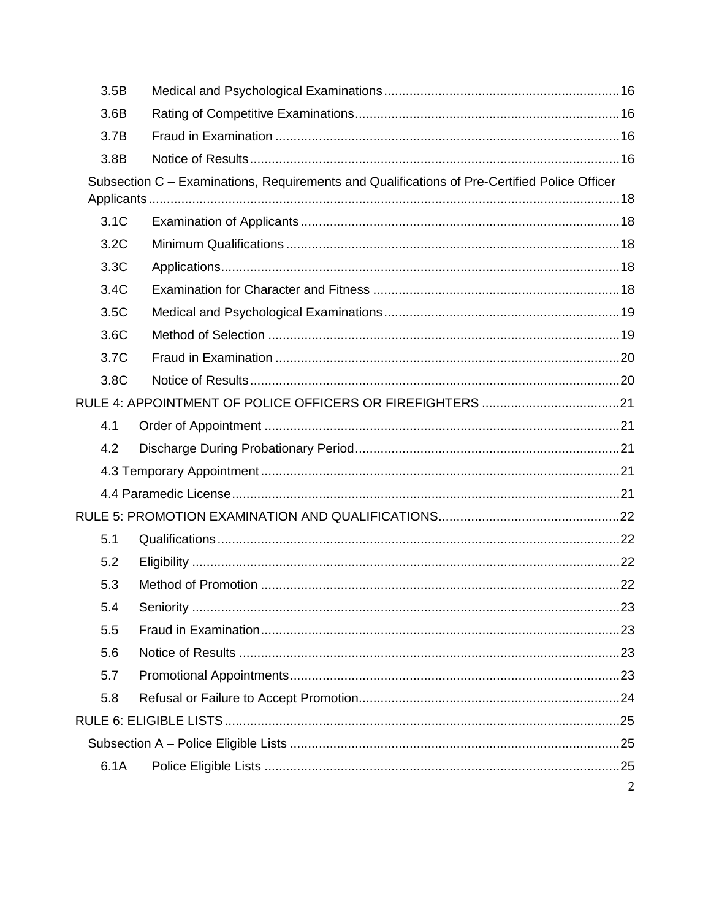| | | |
|---|---|---|
| 3.5B | Medical and Psychological Examinations | 16 |
| 3.6B | Rating of Competitive Examinations | 16 |
| 3.7B | Fraud in Examination | 16 |
| 3.8B | Notice of Results | 16 |
| Subsection C – Examinations, Requirements and Qualifications of Pre-Certified Police Officer Applicants | | 18 |
| 3.1C | Examination of Applicants | 18 |
| 3.2C | Minimum Qualifications | 18 |
| 3.3C | Applications | 18 |
| 3.4C | Examination for Character and Fitness | 18 |
| 3.5C | Medical and Psychological Examinations | 19 |
| 3.6C | Method of Selection | 19 |
| 3.7C | Fraud in Examination | 20 |
| 3.8C | Notice of Results | 20 |
| RULE 4: APPOINTMENT OF POLICE OFFICERS OR FIREFIGHTERS | | 21 |
| 4.1 | Order of Appointment | 21 |
| 4.2 | Discharge During Probationary Period | 21 |
| 4.3 | Temporary Appointment | 21 |
| 4.4 | Paramedic License | 21 |
| RULE 5: PROMOTION EXAMINATION AND QUALIFICATIONS | | 22 |
| 5.1 | Qualifications | 22 |
| 5.2 | Eligibility | 22 |
| 5.3 | Method of Promotion | 22 |
| 5.4 | Seniority | 23 |
| 5.5 | Fraud in Examination | 23 |
| 5.6 | Notice of Results | 23 |
| 5.7 | Promotional Appointments | 23 |
| 5.8 | Refusal or Failure to Accept Promotion | 24 |
| RULE 6: ELIGIBLE LISTS | | 25 |
| Subsection A – Police Eligible Lists | | 25 |
| 6.1A | Police Eligible Lists | 25 |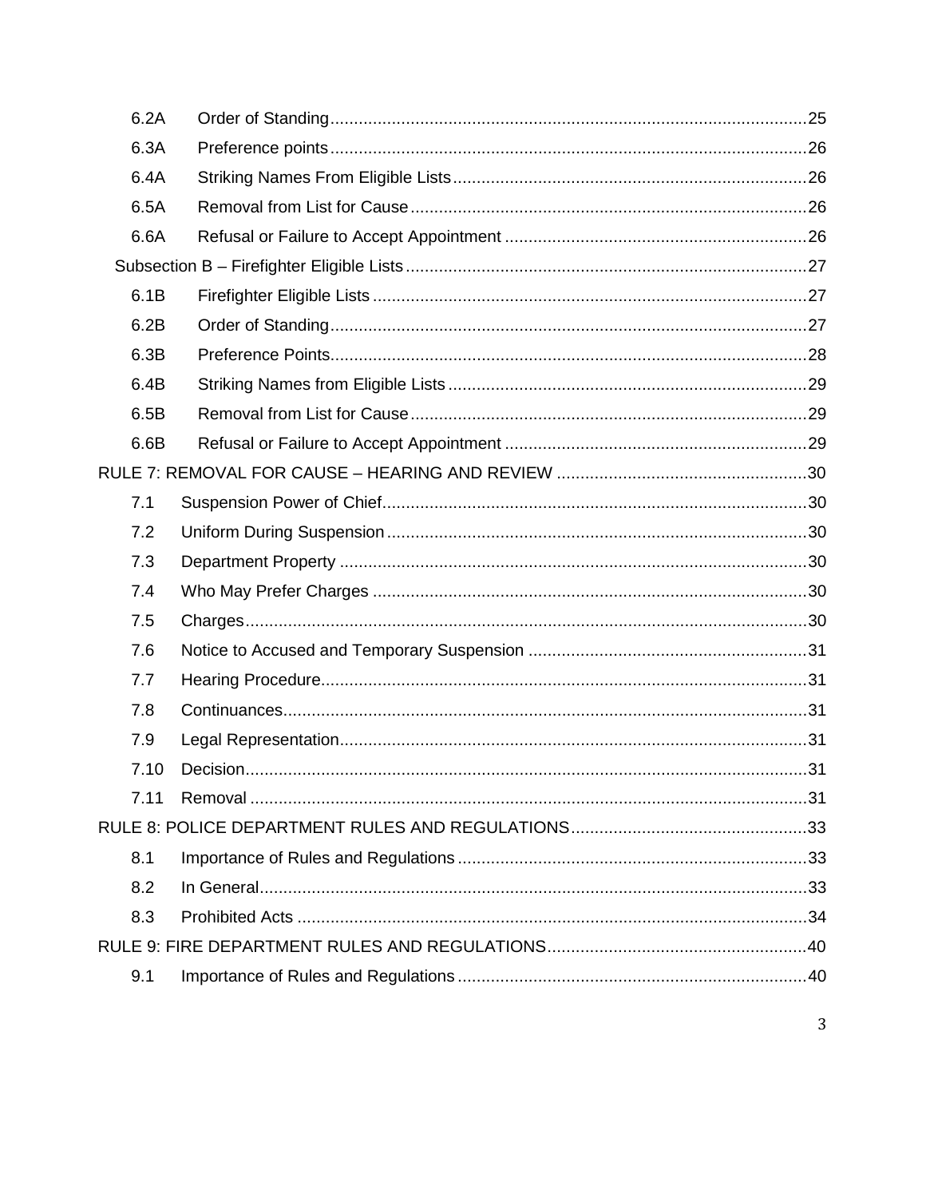6.2A Order of Standing ... 25

6.3A Preference points ... 26

6.4A Striking Names From Eligible Lists ... 26

6.5A Removal from List for Cause ... 26

6.6A Refusal or Failure to Accept Appointment ... 26

Subsection B – Firefighter Eligible Lists ... 27

6.1B Firefighter Eligible Lists ... 27

6.2B Order of Standing ... 27

6.3B Preference Points ... 28

6.4B Striking Names from Eligible Lists ... 29

6.5B Removal from List for Cause ... 29

6.6B Refusal or Failure to Accept Appointment ... 29

RULE 7: REMOVAL FOR CAUSE – HEARING AND REVIEW ... 30

7.1 Suspension Power of Chief ... 30

7.2 Uniform During Suspension ... 30

7.3 Department Property ... 30

7.4 Who May Prefer Charges ... 30

7.5 Charges ... 30

7.6 Notice to Accused and Temporary Suspension ... 31

7.7 Hearing Procedure ... 31

7.8 Continuances ... 31

7.9 Legal Representation ... 31

7.10 Decision ... 31

7.11 Removal ... 31

RULE 8: POLICE DEPARTMENT RULES AND REGULATIONS ... 33

8.1 Importance of Rules and Regulations ... 33

8.2 In General ... 33

8.3 Prohibited Acts ... 34

RULE 9: FIRE DEPARTMENT RULES AND REGULATIONS ... 40

9.1 Importance of Rules and Regulations ... 40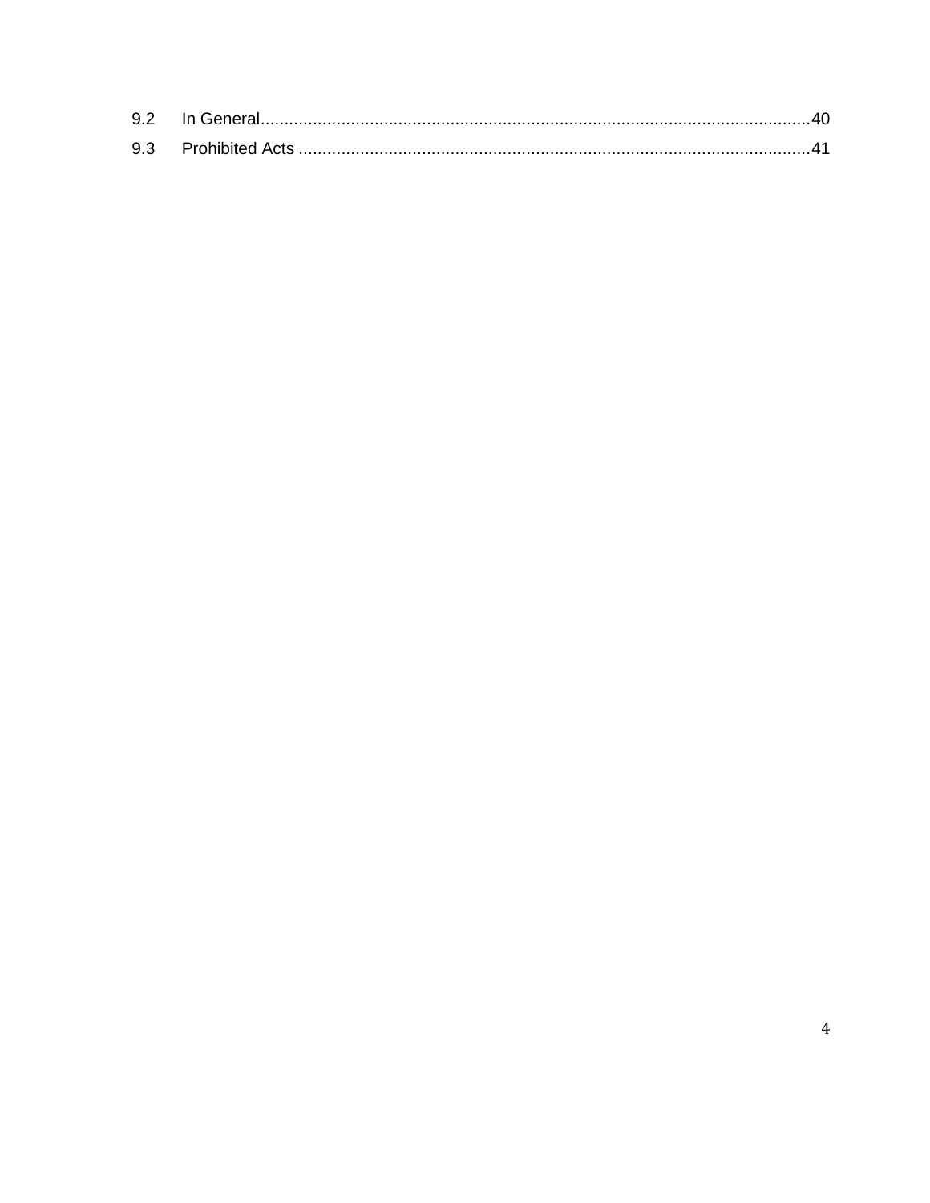9.2 In General....................................................................................................................40

9.3 Prohibited Acts ............................................................................................................41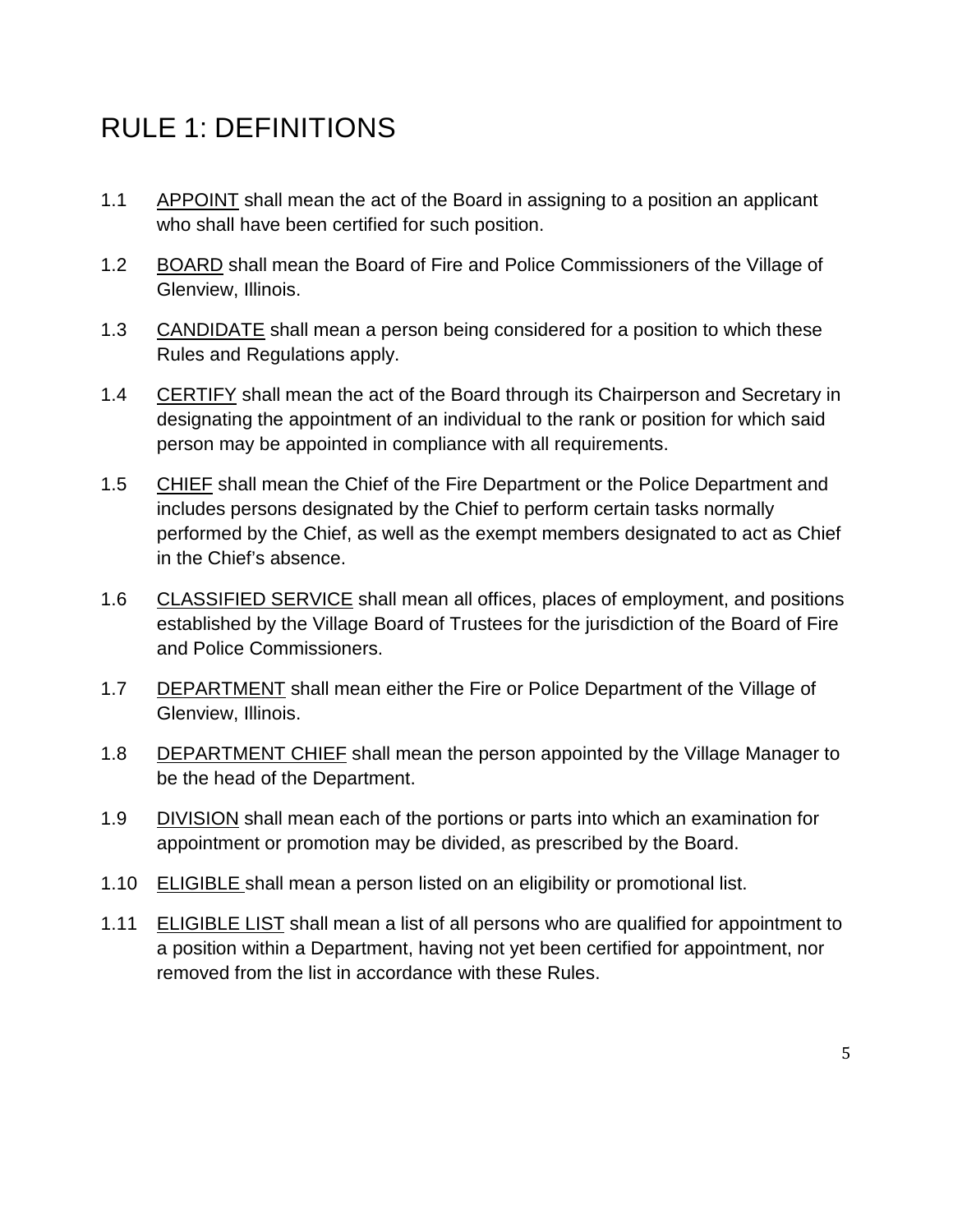# RULE 1: DEFINITIONS

1.1 APPOINT shall mean the act of the Board in assigning to a position an applicant who shall have been certified for such position.

1.2 BOARD shall mean the Board of Fire and Police Commissioners of the Village of Glenview, Illinois.

1.3 CANDIDATE shall mean a person being considered for a position to which these Rules and Regulations apply.

1.4 CERTIFY shall mean the act of the Board through its Chairperson and Secretary in designating the appointment of an individual to the rank or position for which said person may be appointed in compliance with all requirements.

1.5 CHIEF shall mean the Chief of the Fire Department or the Police Department and includes persons designated by the Chief to perform certain tasks normally performed by the Chief, as well as the exempt members designated to act as Chief in the Chief's absence.

1.6 CLASSIFIED SERVICE shall mean all offices, places of employment, and positions established by the Village Board of Trustees for the jurisdiction of the Board of Fire and Police Commissioners.

1.7 DEPARTMENT shall mean either the Fire or Police Department of the Village of Glenview, Illinois.

1.8 DEPARTMENT CHIEF shall mean the person appointed by the Village Manager to be the head of the Department.

1.9 DIVISION shall mean each of the portions or parts into which an examination for appointment or promotion may be divided, as prescribed by the Board.

1.10 ELIGIBLE shall mean a person listed on an eligibility or promotional list.

1.11 ELIGIBLE LIST shall mean a list of all persons who are qualified for appointment to a position within a Department, having not yet been certified for appointment, nor removed from the list in accordance with these Rules.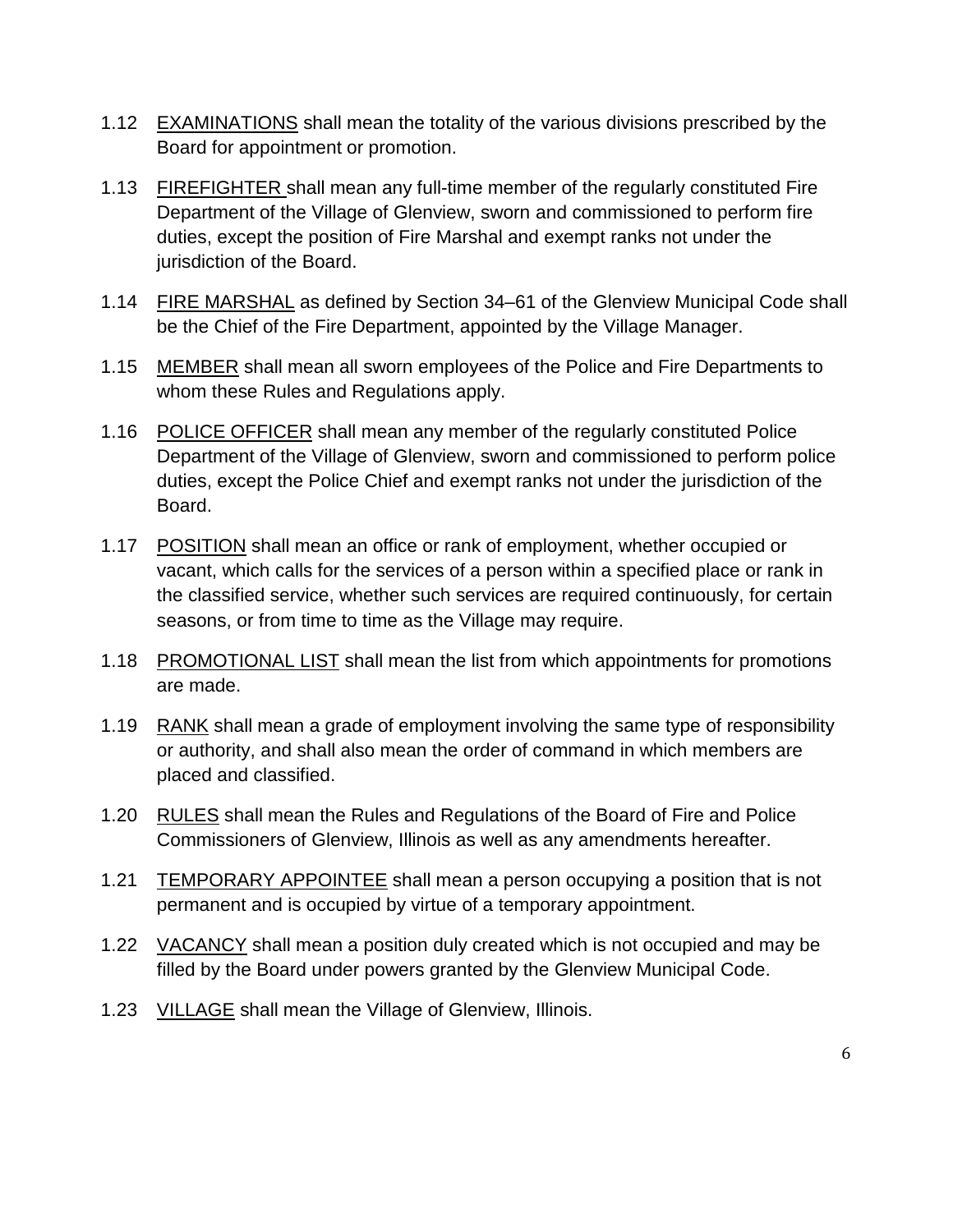1.12 <u>EXAMINATIONS</u> shall mean the totality of the various divisions prescribed by the Board for appointment or promotion.

1.13 <u>FIREFIGHTER</u> shall mean any full-time member of the regularly constituted Fire Department of the Village of Glenview, sworn and commissioned to perform fire duties, except the position of Fire Marshal and exempt ranks not under the jurisdiction of the Board.

1.14 <u>FIRE MARSHAL</u> as defined by Section 34–61 of the Glenview Municipal Code shall be the Chief of the Fire Department, appointed by the Village Manager.

1.15 <u>MEMBER</u> shall mean all sworn employees of the Police and Fire Departments to whom these Rules and Regulations apply.

1.16 <u>POLICE OFFICER</u> shall mean any member of the regularly constituted Police Department of the Village of Glenview, sworn and commissioned to perform police duties, except the Police Chief and exempt ranks not under the jurisdiction of the Board.

1.17 <u>POSITION</u> shall mean an office or rank of employment, whether occupied or vacant, which calls for the services of a person within a specified place or rank in the classified service, whether such services are required continuously, for certain seasons, or from time to time as the Village may require.

1.18 <u>PROMOTIONAL LIST</u> shall mean the list from which appointments for promotions are made.

1.19 <u>RANK</u> shall mean a grade of employment involving the same type of responsibility or authority, and shall also mean the order of command in which members are placed and classified.

1.20 <u>RULES</u> shall mean the Rules and Regulations of the Board of Fire and Police Commissioners of Glenview, Illinois as well as any amendments hereafter.

1.21 <u>TEMPORARY APPOINTEE</u> shall mean a person occupying a position that is not permanent and is occupied by virtue of a temporary appointment.

1.22 <u>VACANCY</u> shall mean a position duly created which is not occupied and may be filled by the Board under powers granted by the Glenview Municipal Code.

1.23 <u>VILLAGE</u> shall mean the Village of Glenview, Illinois.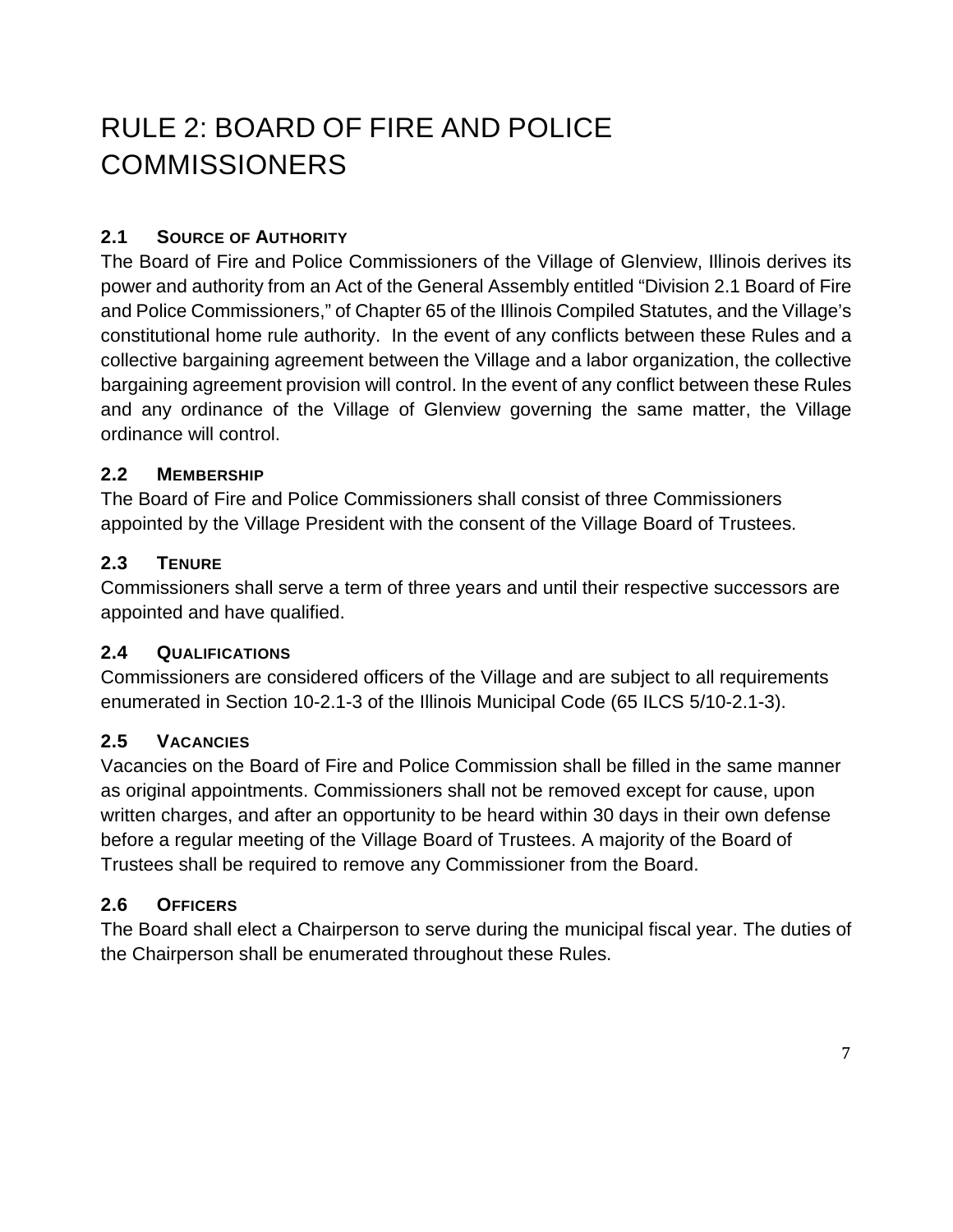# RULE 2: BOARD OF FIRE AND POLICE COMMISSIONERS

### 2.1 SOURCE OF AUTHORITY

The Board of Fire and Police Commissioners of the Village of Glenview, Illinois derives its power and authority from an Act of the General Assembly entitled "Division 2.1 Board of Fire and Police Commissioners," of Chapter 65 of the Illinois Compiled Statutes, and the Village's constitutional home rule authority. In the event of any conflicts between these Rules and a collective bargaining agreement between the Village and a labor organization, the collective bargaining agreement provision will control. In the event of any conflict between these Rules and any ordinance of the Village of Glenview governing the same matter, the Village ordinance will control.

### 2.2 MEMBERSHIP

The Board of Fire and Police Commissioners shall consist of three Commissioners appointed by the Village President with the consent of the Village Board of Trustees.

### 2.3 TENURE

Commissioners shall serve a term of three years and until their respective successors are appointed and have qualified.

### 2.4 QUALIFICATIONS

Commissioners are considered officers of the Village and are subject to all requirements enumerated in Section 10-2.1-3 of the Illinois Municipal Code (65 ILCS 5/10-2.1-3).

### 2.5 VACANCIES

Vacancies on the Board of Fire and Police Commission shall be filled in the same manner as original appointments. Commissioners shall not be removed except for cause, upon written charges, and after an opportunity to be heard within 30 days in their own defense before a regular meeting of the Village Board of Trustees. A majority of the Board of Trustees shall be required to remove any Commissioner from the Board.

### 2.6 OFFICERS

The Board shall elect a Chairperson to serve during the municipal fiscal year. The duties of the Chairperson shall be enumerated throughout these Rules.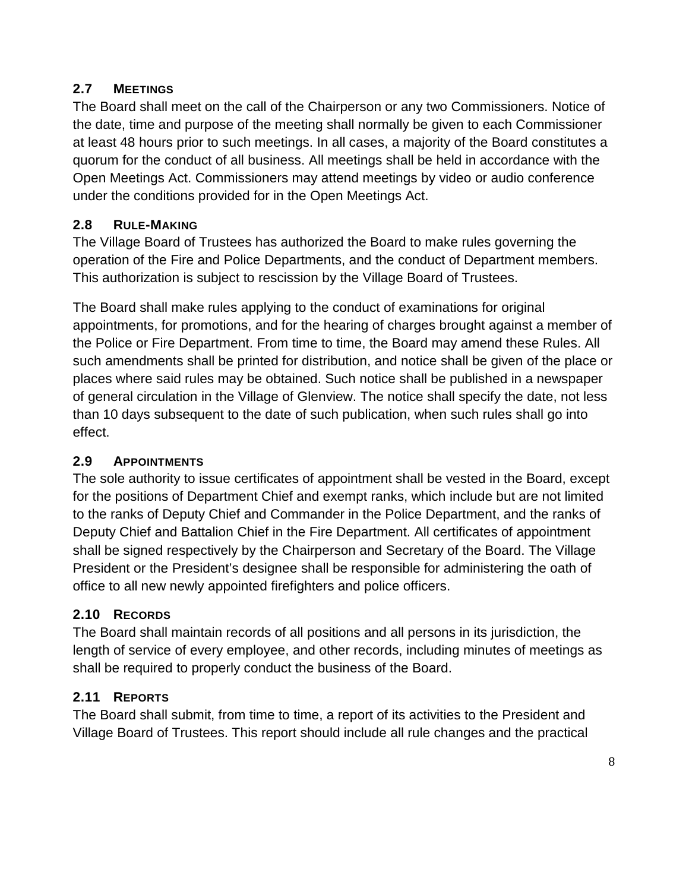### 2.7 MEETINGS

The Board shall meet on the call of the Chairperson or any two Commissioners. Notice of the date, time and purpose of the meeting shall normally be given to each Commissioner at least 48 hours prior to such meetings. In all cases, a majority of the Board constitutes a quorum for the conduct of all business. All meetings shall be held in accordance with the Open Meetings Act. Commissioners may attend meetings by video or audio conference under the conditions provided for in the Open Meetings Act.

### 2.8 RULE-MAKING

The Village Board of Trustees has authorized the Board to make rules governing the operation of the Fire and Police Departments, and the conduct of Department members. This authorization is subject to rescission by the Village Board of Trustees.

The Board shall make rules applying to the conduct of examinations for original appointments, for promotions, and for the hearing of charges brought against a member of the Police or Fire Department. From time to time, the Board may amend these Rules. All such amendments shall be printed for distribution, and notice shall be given of the place or places where said rules may be obtained. Such notice shall be published in a newspaper of general circulation in the Village of Glenview. The notice shall specify the date, not less than 10 days subsequent to the date of such publication, when such rules shall go into effect.

### 2.9 APPOINTMENTS

The sole authority to issue certificates of appointment shall be vested in the Board, except for the positions of Department Chief and exempt ranks, which include but are not limited to the ranks of Deputy Chief and Commander in the Police Department, and the ranks of Deputy Chief and Battalion Chief in the Fire Department. All certificates of appointment shall be signed respectively by the Chairperson and Secretary of the Board. The Village President or the President's designee shall be responsible for administering the oath of office to all new newly appointed firefighters and police officers.

### 2.10 RECORDS

The Board shall maintain records of all positions and all persons in its jurisdiction, the length of service of every employee, and other records, including minutes of meetings as shall be required to properly conduct the business of the Board.

### 2.11 REPORTS

The Board shall submit, from time to time, a report of its activities to the President and Village Board of Trustees. This report should include all rule changes and the practical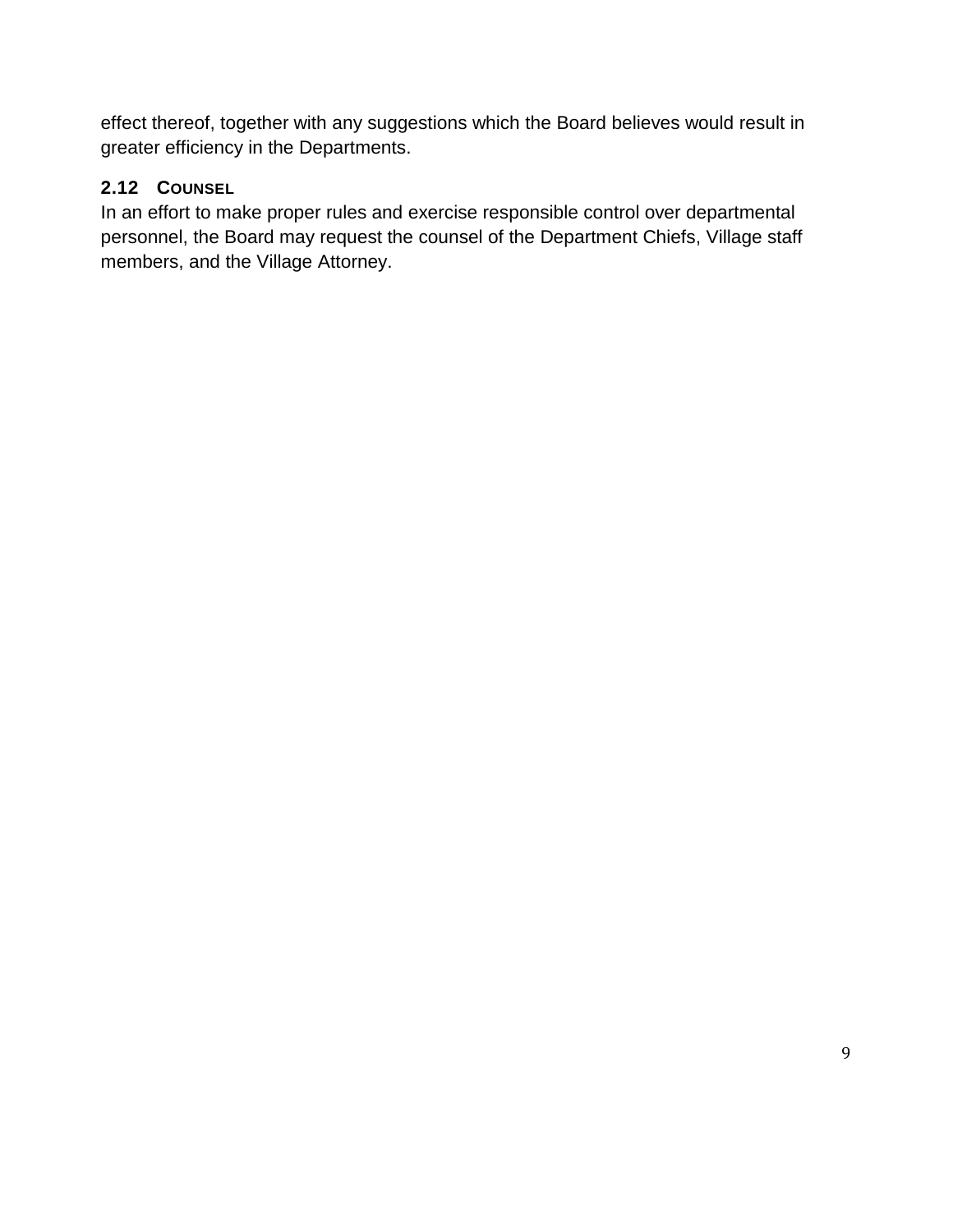effect thereof, together with any suggestions which the Board believes would result in greater efficiency in the Departments.

### 2.12 COUNSEL

In an effort to make proper rules and exercise responsible control over departmental personnel, the Board may request the counsel of the Department Chiefs, Village staff members, and the Village Attorney.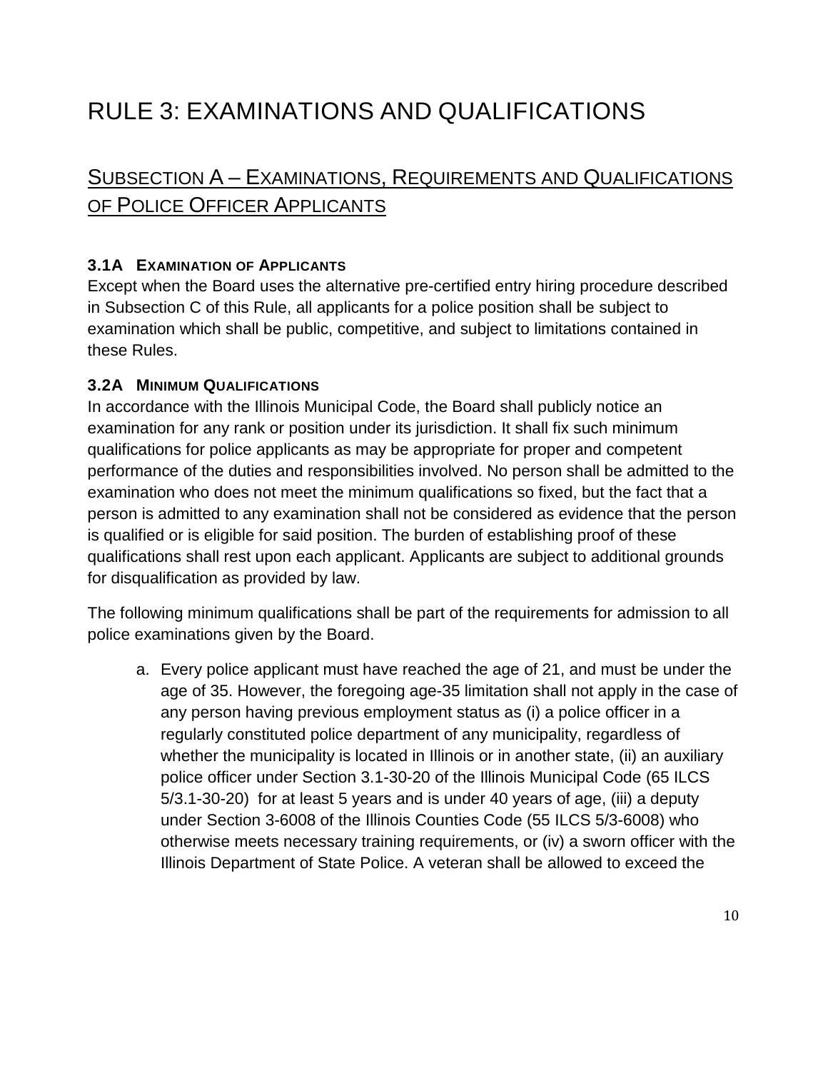# RULE 3: EXAMINATIONS AND QUALIFICATIONS

## SUBSECTION A – EXAMINATIONS, REQUIREMENTS AND QUALIFICATIONS OF POLICE OFFICER APPLICANTS

### 3.1A EXAMINATION OF APPLICANTS

Except when the Board uses the alternative pre-certified entry hiring procedure described in Subsection C of this Rule, all applicants for a police position shall be subject to examination which shall be public, competitive, and subject to limitations contained in these Rules.

### 3.2A MINIMUM QUALIFICATIONS

In accordance with the Illinois Municipal Code, the Board shall publicly notice an examination for any rank or position under its jurisdiction. It shall fix such minimum qualifications for police applicants as may be appropriate for proper and competent performance of the duties and responsibilities involved. No person shall be admitted to the examination who does not meet the minimum qualifications so fixed, but the fact that a person is admitted to any examination shall not be considered as evidence that the person is qualified or is eligible for said position. The burden of establishing proof of these qualifications shall rest upon each applicant. Applicants are subject to additional grounds for disqualification as provided by law.

The following minimum qualifications shall be part of the requirements for admission to all police examinations given by the Board.

a. Every police applicant must have reached the age of 21, and must be under the age of 35. However, the foregoing age-35 limitation shall not apply in the case of any person having previous employment status as (i) a police officer in a regularly constituted police department of any municipality, regardless of whether the municipality is located in Illinois or in another state, (ii) an auxiliary police officer under Section 3.1-30-20 of the Illinois Municipal Code (65 ILCS 5/3.1-30-20) for at least 5 years and is under 40 years of age, (iii) a deputy under Section 3-6008 of the Illinois Counties Code (55 ILCS 5/3-6008) who otherwise meets necessary training requirements, or (iv) a sworn officer with the Illinois Department of State Police. A veteran shall be allowed to exceed the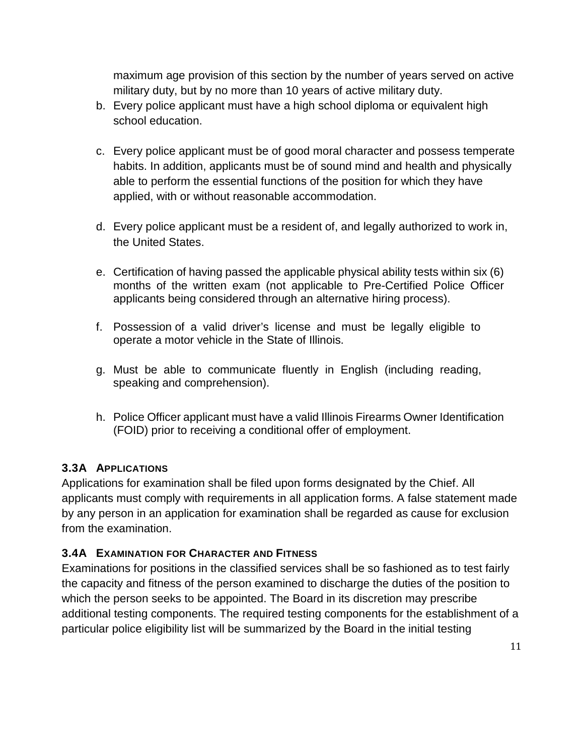maximum age provision of this section by the number of years served on active military duty, but by no more than 10 years of active military duty.

b. Every police applicant must have a high school diploma or equivalent high school education.

c. Every police applicant must be of good moral character and possess temperate habits. In addition, applicants must be of sound mind and health and physically able to perform the essential functions of the position for which they have applied, with or without reasonable accommodation.

d. Every police applicant must be a resident of, and legally authorized to work in, the United States.

e. Certification of having passed the applicable physical ability tests within six (6) months of the written exam (not applicable to Pre-Certified Police Officer applicants being considered through an alternative hiring process).

f. Possession of a valid driver's license and must be legally eligible to operate a motor vehicle in the State of Illinois.

g. Must be able to communicate fluently in English (including reading, speaking and comprehension).

h. Police Officer applicant must have a valid Illinois Firearms Owner Identification (FOID) prior to receiving a conditional offer of employment.

### 3.3A APPLICATIONS

Applications for examination shall be filed upon forms designated by the Chief. All applicants must comply with requirements in all application forms. A false statement made by any person in an application for examination shall be regarded as cause for exclusion from the examination.

### 3.4A EXAMINATION FOR CHARACTER AND FITNESS

Examinations for positions in the classified services shall be so fashioned as to test fairly the capacity and fitness of the person examined to discharge the duties of the position to which the person seeks to be appointed. The Board in its discretion may prescribe additional testing components. The required testing components for the establishment of a particular police eligibility list will be summarized by the Board in the initial testing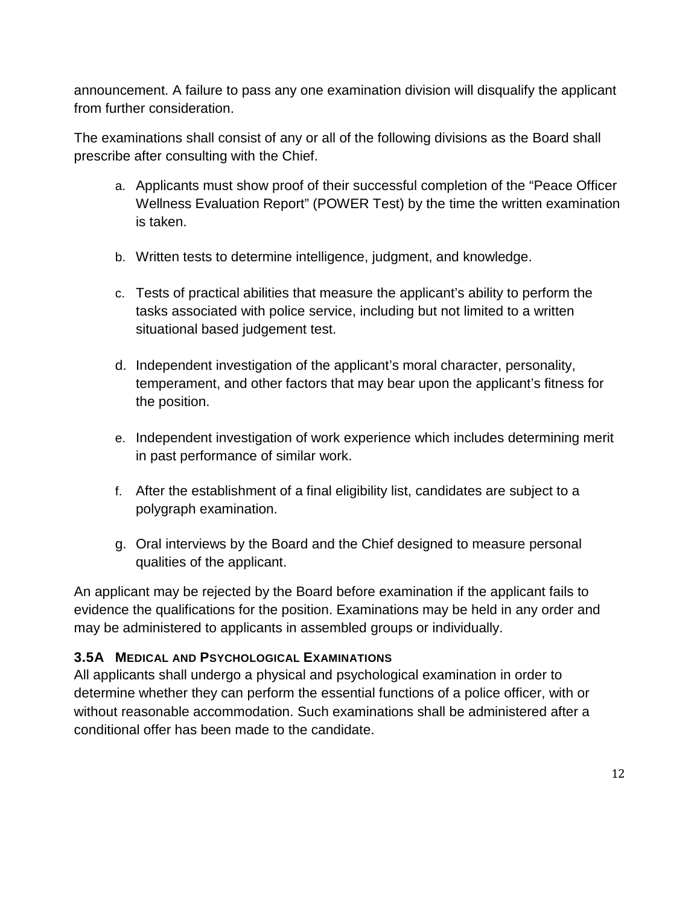announcement. A failure to pass any one examination division will disqualify the applicant from further consideration.

The examinations shall consist of any or all of the following divisions as the Board shall prescribe after consulting with the Chief.

a. Applicants must show proof of their successful completion of the "Peace Officer Wellness Evaluation Report" (POWER Test) by the time the written examination is taken.

b. Written tests to determine intelligence, judgment, and knowledge.

c. Tests of practical abilities that measure the applicant's ability to perform the tasks associated with police service, including but not limited to a written situational based judgement test.

d. Independent investigation of the applicant's moral character, personality, temperament, and other factors that may bear upon the applicant's fitness for the position.

e. Independent investigation of work experience which includes determining merit in past performance of similar work.

f. After the establishment of a final eligibility list, candidates are subject to a polygraph examination.

g. Oral interviews by the Board and the Chief designed to measure personal qualities of the applicant.

An applicant may be rejected by the Board before examination if the applicant fails to evidence the qualifications for the position. Examinations may be held in any order and may be administered to applicants in assembled groups or individually.

### 3.5A MEDICAL AND PSYCHOLOGICAL EXAMINATIONS

All applicants shall undergo a physical and psychological examination in order to determine whether they can perform the essential functions of a police officer, with or without reasonable accommodation. Such examinations shall be administered after a conditional offer has been made to the candidate.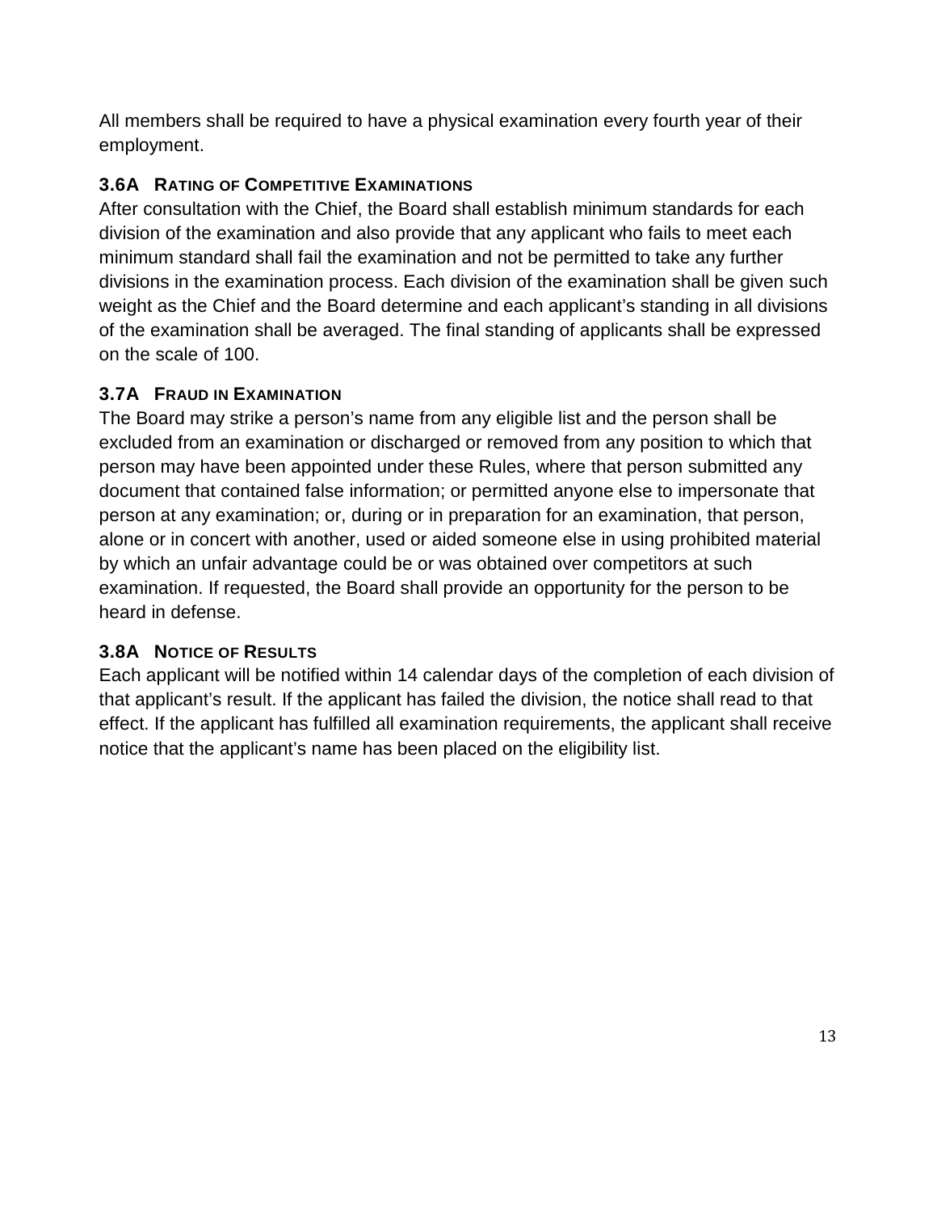All members shall be required to have a physical examination every fourth year of their employment.

### 3.6A RATING OF COMPETITIVE EXAMINATIONS

After consultation with the Chief, the Board shall establish minimum standards for each division of the examination and also provide that any applicant who fails to meet each minimum standard shall fail the examination and not be permitted to take any further divisions in the examination process. Each division of the examination shall be given such weight as the Chief and the Board determine and each applicant's standing in all divisions of the examination shall be averaged. The final standing of applicants shall be expressed on the scale of 100.

### 3.7A FRAUD IN EXAMINATION

The Board may strike a person's name from any eligible list and the person shall be excluded from an examination or discharged or removed from any position to which that person may have been appointed under these Rules, where that person submitted any document that contained false information; or permitted anyone else to impersonate that person at any examination; or, during or in preparation for an examination, that person, alone or in concert with another, used or aided someone else in using prohibited material by which an unfair advantage could be or was obtained over competitors at such examination. If requested, the Board shall provide an opportunity for the person to be heard in defense.

### 3.8A NOTICE OF RESULTS

Each applicant will be notified within 14 calendar days of the completion of each division of that applicant's result. If the applicant has failed the division, the notice shall read to that effect. If the applicant has fulfilled all examination requirements, the applicant shall receive notice that the applicant's name has been placed on the eligibility list.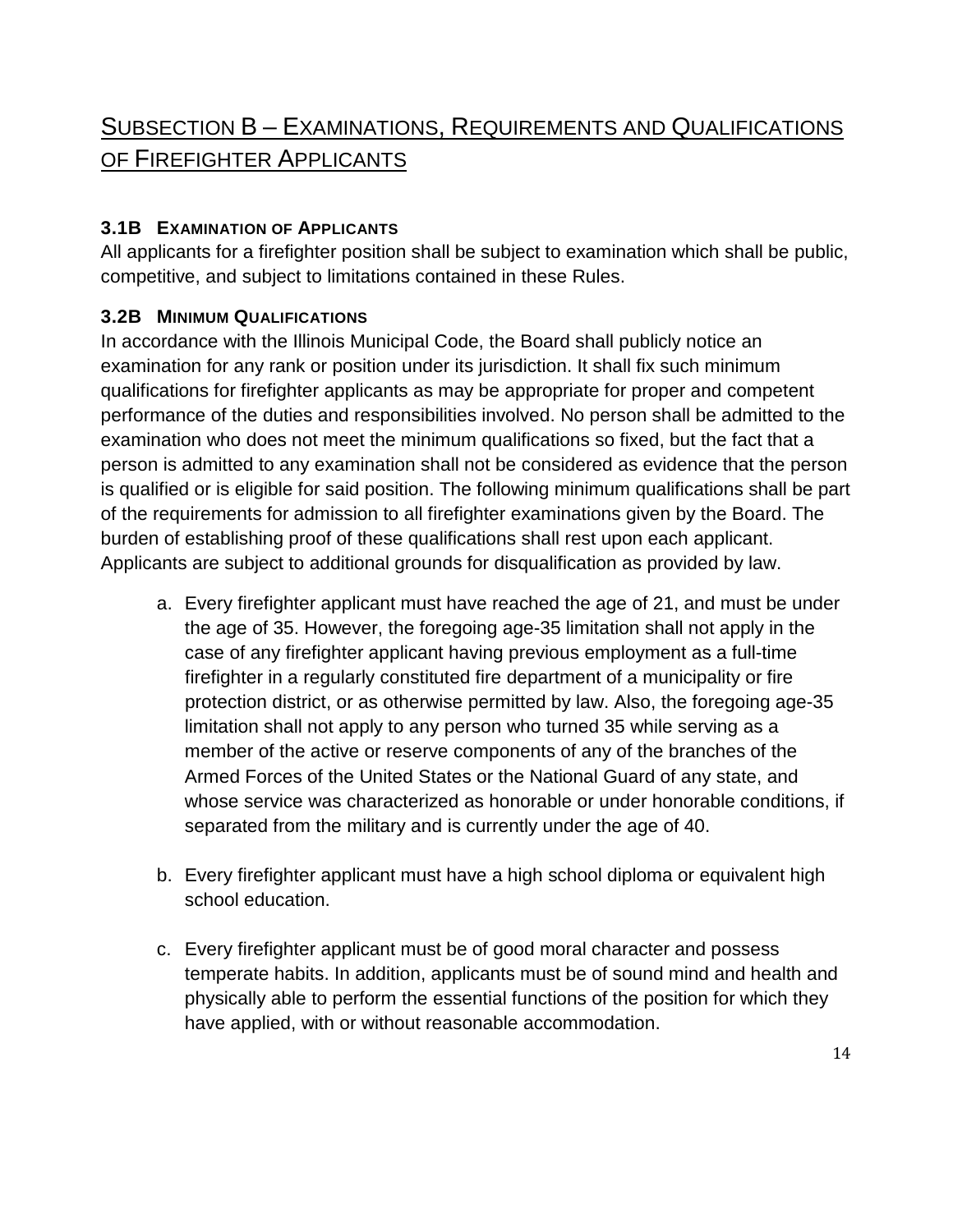## Subsection B – Examinations, Requirements and Qualifications of Firefighter Applicants

### 3.1B Examination of Applicants

All applicants for a firefighter position shall be subject to examination which shall be public, competitive, and subject to limitations contained in these Rules.

### 3.2B Minimum Qualifications

In accordance with the Illinois Municipal Code, the Board shall publicly notice an examination for any rank or position under its jurisdiction. It shall fix such minimum qualifications for firefighter applicants as may be appropriate for proper and competent performance of the duties and responsibilities involved. No person shall be admitted to the examination who does not meet the minimum qualifications so fixed, but the fact that a person is admitted to any examination shall not be considered as evidence that the person is qualified or is eligible for said position. The following minimum qualifications shall be part of the requirements for admission to all firefighter examinations given by the Board. The burden of establishing proof of these qualifications shall rest upon each applicant. Applicants are subject to additional grounds for disqualification as provided by law.

a. Every firefighter applicant must have reached the age of 21, and must be under the age of 35. However, the foregoing age-35 limitation shall not apply in the case of any firefighter applicant having previous employment as a full-time firefighter in a regularly constituted fire department of a municipality or fire protection district, or as otherwise permitted by law. Also, the foregoing age-35 limitation shall not apply to any person who turned 35 while serving as a member of the active or reserve components of any of the branches of the Armed Forces of the United States or the National Guard of any state, and whose service was characterized as honorable or under honorable conditions, if separated from the military and is currently under the age of 40.

b. Every firefighter applicant must have a high school diploma or equivalent high school education.

c. Every firefighter applicant must be of good moral character and possess temperate habits. In addition, applicants must be of sound mind and health and physically able to perform the essential functions of the position for which they have applied, with or without reasonable accommodation.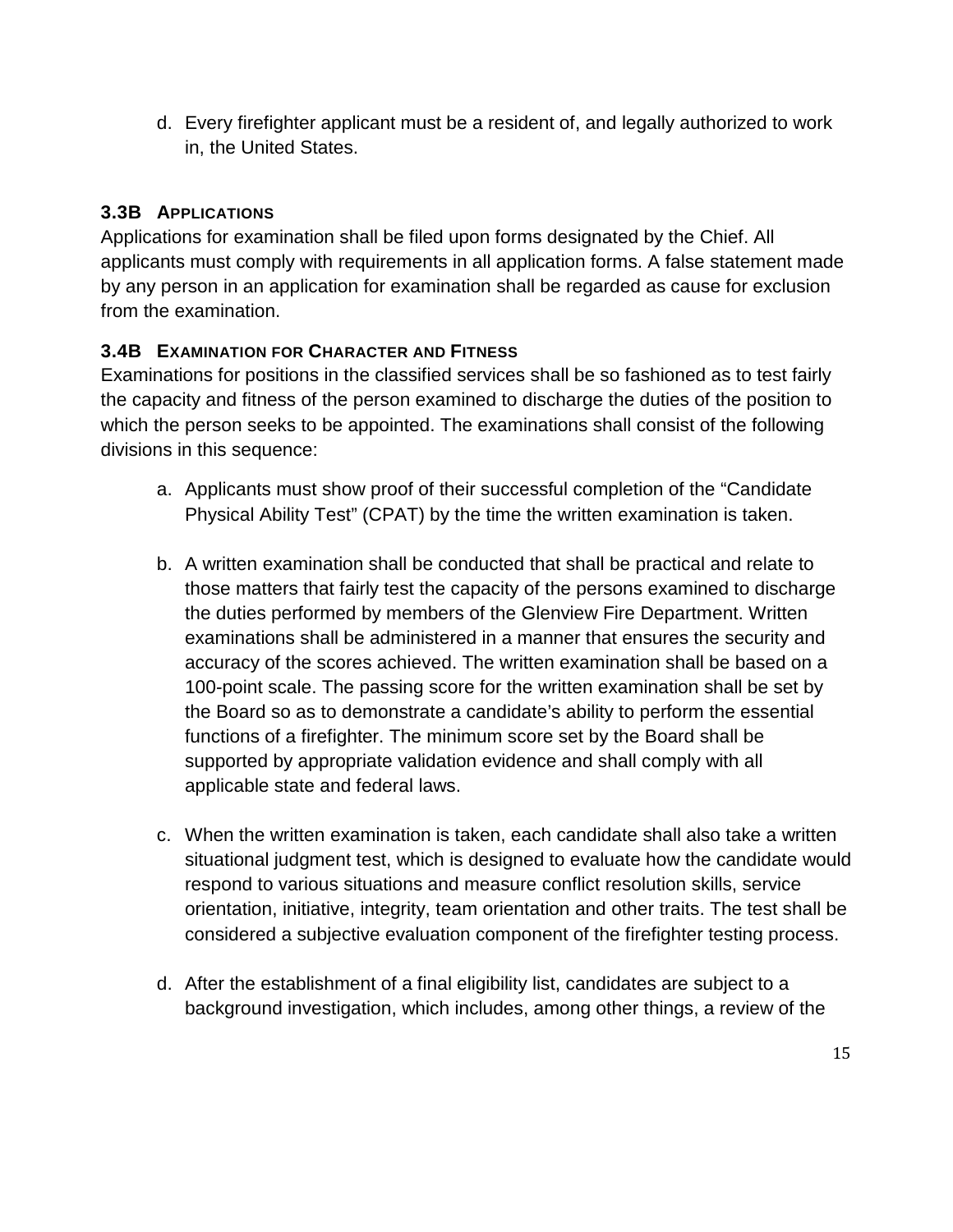d. Every firefighter applicant must be a resident of, and legally authorized to work in, the United States.

### 3.3B Applications

Applications for examination shall be filed upon forms designated by the Chief. All applicants must comply with requirements in all application forms. A false statement made by any person in an application for examination shall be regarded as cause for exclusion from the examination.

### 3.4B Examination for Character and Fitness

Examinations for positions in the classified services shall be so fashioned as to test fairly the capacity and fitness of the person examined to discharge the duties of the position to which the person seeks to be appointed. The examinations shall consist of the following divisions in this sequence:

a. Applicants must show proof of their successful completion of the "Candidate Physical Ability Test" (CPAT) by the time the written examination is taken.

b. A written examination shall be conducted that shall be practical and relate to those matters that fairly test the capacity of the persons examined to discharge the duties performed by members of the Glenview Fire Department. Written examinations shall be administered in a manner that ensures the security and accuracy of the scores achieved. The written examination shall be based on a 100-point scale. The passing score for the written examination shall be set by the Board so as to demonstrate a candidate's ability to perform the essential functions of a firefighter. The minimum score set by the Board shall be supported by appropriate validation evidence and shall comply with all applicable state and federal laws.

c. When the written examination is taken, each candidate shall also take a written situational judgment test, which is designed to evaluate how the candidate would respond to various situations and measure conflict resolution skills, service orientation, initiative, integrity, team orientation and other traits. The test shall be considered a subjective evaluation component of the firefighter testing process.

d. After the establishment of a final eligibility list, candidates are subject to a background investigation, which includes, among other things, a review of the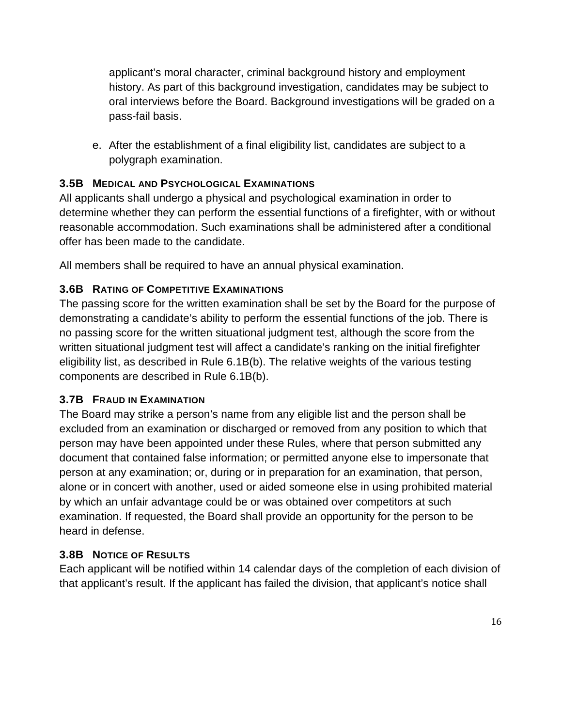applicant's moral character, criminal background history and employment history. As part of this background investigation, candidates may be subject to oral interviews before the Board. Background investigations will be graded on a pass-fail basis.

e. After the establishment of a final eligibility list, candidates are subject to a polygraph examination.

### 3.5B MEDICAL AND PSYCHOLOGICAL EXAMINATIONS

All applicants shall undergo a physical and psychological examination in order to determine whether they can perform the essential functions of a firefighter, with or without reasonable accommodation. Such examinations shall be administered after a conditional offer has been made to the candidate.

All members shall be required to have an annual physical examination.

### 3.6B RATING OF COMPETITIVE EXAMINATIONS

The passing score for the written examination shall be set by the Board for the purpose of demonstrating a candidate's ability to perform the essential functions of the job. There is no passing score for the written situational judgment test, although the score from the written situational judgment test will affect a candidate's ranking on the initial firefighter eligibility list, as described in Rule 6.1B(b). The relative weights of the various testing components are described in Rule 6.1B(b).

### 3.7B FRAUD IN EXAMINATION

The Board may strike a person's name from any eligible list and the person shall be excluded from an examination or discharged or removed from any position to which that person may have been appointed under these Rules, where that person submitted any document that contained false information; or permitted anyone else to impersonate that person at any examination; or, during or in preparation for an examination, that person, alone or in concert with another, used or aided someone else in using prohibited material by which an unfair advantage could be or was obtained over competitors at such examination. If requested, the Board shall provide an opportunity for the person to be heard in defense.

### 3.8B NOTICE OF RESULTS

Each applicant will be notified within 14 calendar days of the completion of each division of that applicant's result. If the applicant has failed the division, that applicant's notice shall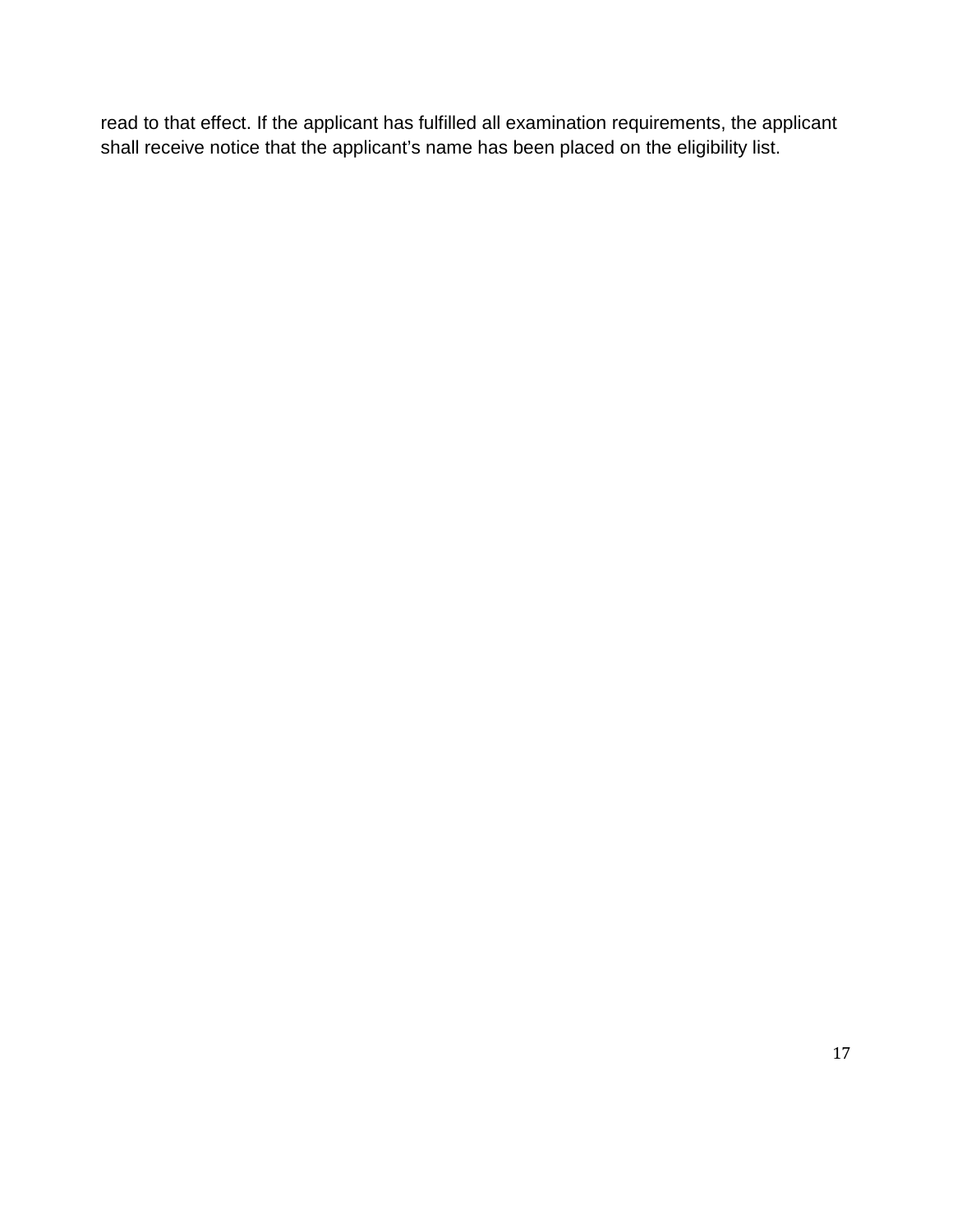read to that effect. If the applicant has fulfilled all examination requirements, the applicant shall receive notice that the applicant’s name has been placed on the eligibility list.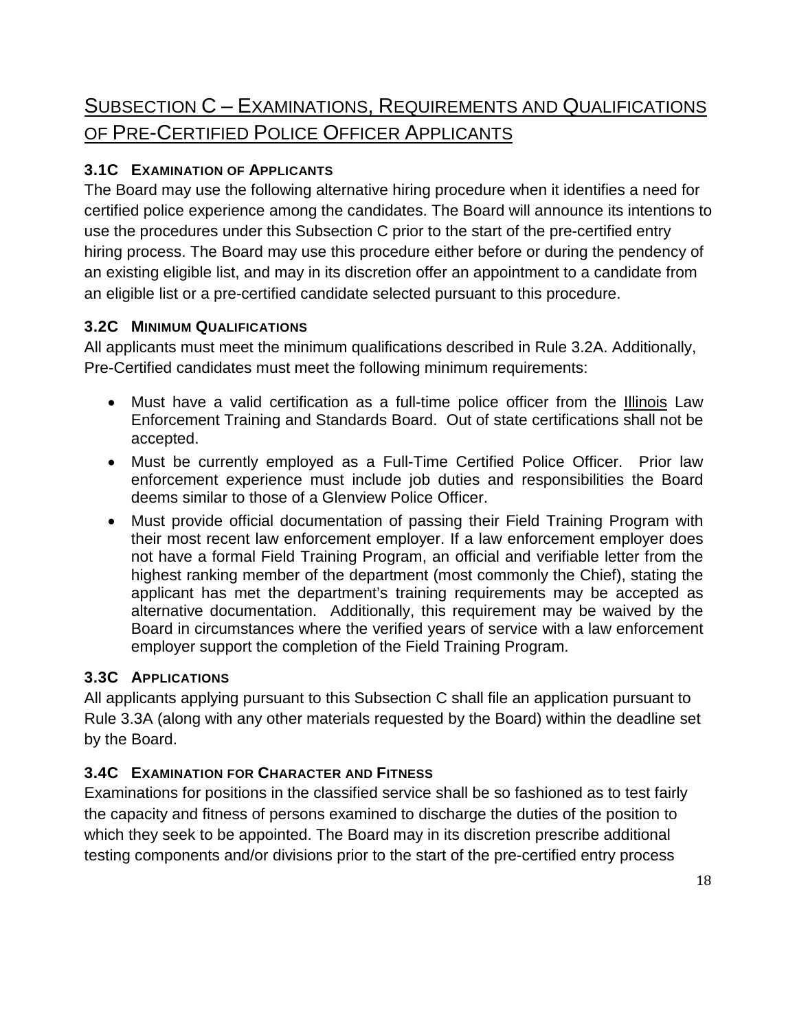## Subsection C – Examinations, Requirements and Qualifications of Pre-Certified Police Officer Applicants

### 3.1C Examination of Applicants

The Board may use the following alternative hiring procedure when it identifies a need for certified police experience among the candidates. The Board will announce its intentions to use the procedures under this Subsection C prior to the start of the pre-certified entry hiring process. The Board may use this procedure either before or during the pendency of an existing eligible list, and may in its discretion offer an appointment to a candidate from an eligible list or a pre-certified candidate selected pursuant to this procedure.

### 3.2C Minimum Qualifications

All applicants must meet the minimum qualifications described in Rule 3.2A. Additionally, Pre-Certified candidates must meet the following minimum requirements:

- Must have a valid certification as a full-time police officer from the Illinois Law Enforcement Training and Standards Board. Out of state certifications shall not be accepted.
- Must be currently employed as a Full-Time Certified Police Officer. Prior law enforcement experience must include job duties and responsibilities the Board deems similar to those of a Glenview Police Officer.
- Must provide official documentation of passing their Field Training Program with their most recent law enforcement employer. If a law enforcement employer does not have a formal Field Training Program, an official and verifiable letter from the highest ranking member of the department (most commonly the Chief), stating the applicant has met the department's training requirements may be accepted as alternative documentation. Additionally, this requirement may be waived by the Board in circumstances where the verified years of service with a law enforcement employer support the completion of the Field Training Program.

### 3.3C Applications

All applicants applying pursuant to this Subsection C shall file an application pursuant to Rule 3.3A (along with any other materials requested by the Board) within the deadline set by the Board.

### 3.4C Examination for Character and Fitness

Examinations for positions in the classified service shall be so fashioned as to test fairly the capacity and fitness of persons examined to discharge the duties of the position to which they seek to be appointed. The Board may in its discretion prescribe additional testing components and/or divisions prior to the start of the pre-certified entry process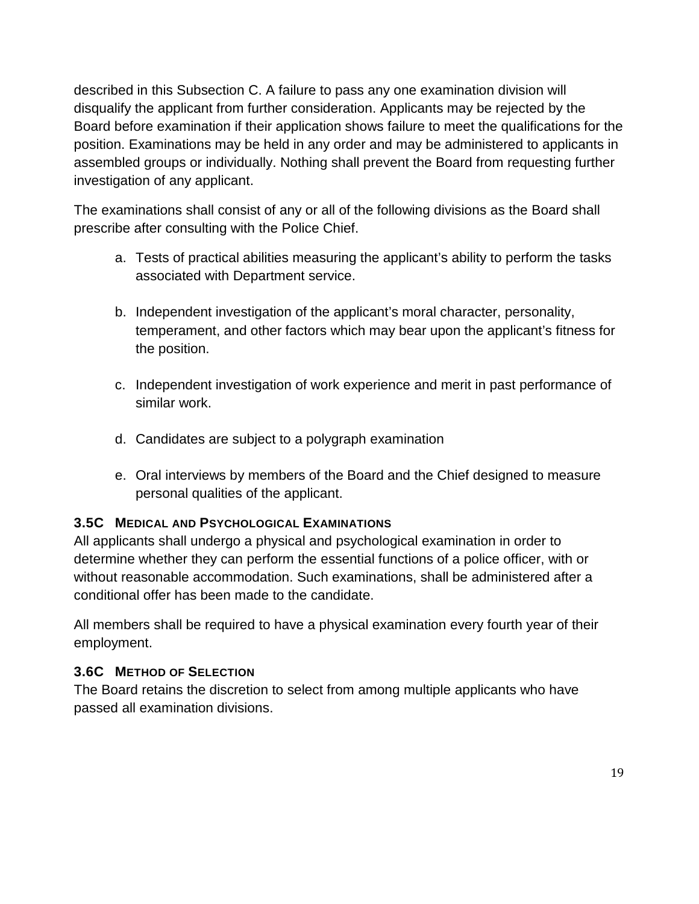described in this Subsection C. A failure to pass any one examination division will disqualify the applicant from further consideration. Applicants may be rejected by the Board before examination if their application shows failure to meet the qualifications for the position. Examinations may be held in any order and may be administered to applicants in assembled groups or individually. Nothing shall prevent the Board from requesting further investigation of any applicant.

The examinations shall consist of any or all of the following divisions as the Board shall prescribe after consulting with the Police Chief.

a. Tests of practical abilities measuring the applicant's ability to perform the tasks associated with Department service.

b. Independent investigation of the applicant's moral character, personality, temperament, and other factors which may bear upon the applicant's fitness for the position.

c. Independent investigation of work experience and merit in past performance of similar work.

d. Candidates are subject to a polygraph examination

e. Oral interviews by members of the Board and the Chief designed to measure personal qualities of the applicant.

### 3.5C MEDICAL AND PSYCHOLOGICAL EXAMINATIONS

All applicants shall undergo a physical and psychological examination in order to determine whether they can perform the essential functions of a police officer, with or without reasonable accommodation. Such examinations, shall be administered after a conditional offer has been made to the candidate.

All members shall be required to have a physical examination every fourth year of their employment.

### 3.6C METHOD OF SELECTION

The Board retains the discretion to select from among multiple applicants who have passed all examination divisions.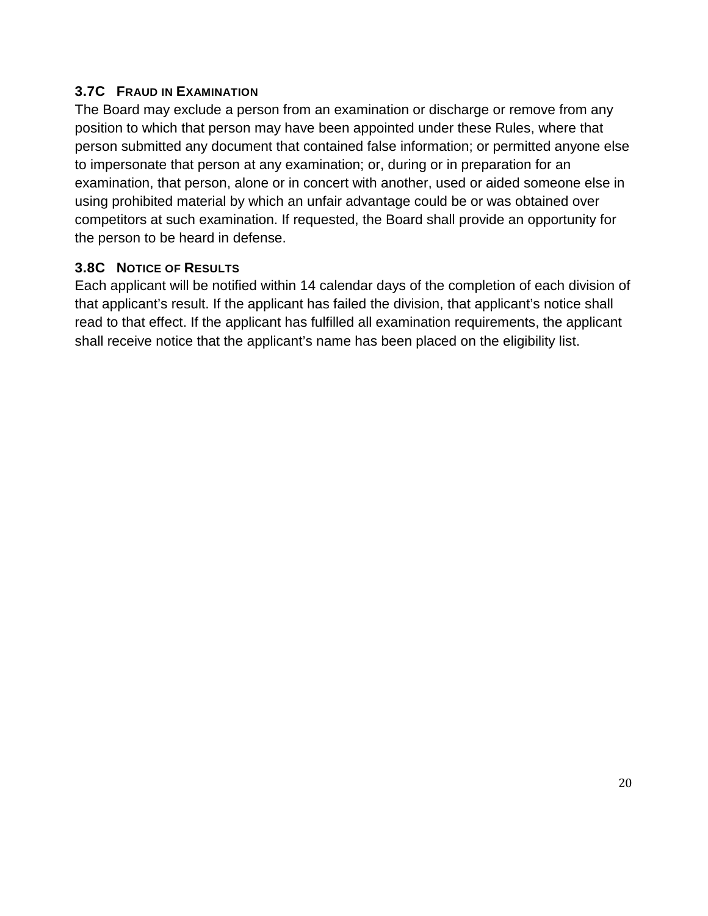### 3.7C FRAUD IN EXAMINATION

The Board may exclude a person from an examination or discharge or remove from any position to which that person may have been appointed under these Rules, where that person submitted any document that contained false information; or permitted anyone else to impersonate that person at any examination; or, during or in preparation for an examination, that person, alone or in concert with another, used or aided someone else in using prohibited material by which an unfair advantage could be or was obtained over competitors at such examination. If requested, the Board shall provide an opportunity for the person to be heard in defense.

### 3.8C NOTICE OF RESULTS

Each applicant will be notified within 14 calendar days of the completion of each division of that applicant's result. If the applicant has failed the division, that applicant's notice shall read to that effect. If the applicant has fulfilled all examination requirements, the applicant shall receive notice that the applicant's name has been placed on the eligibility list.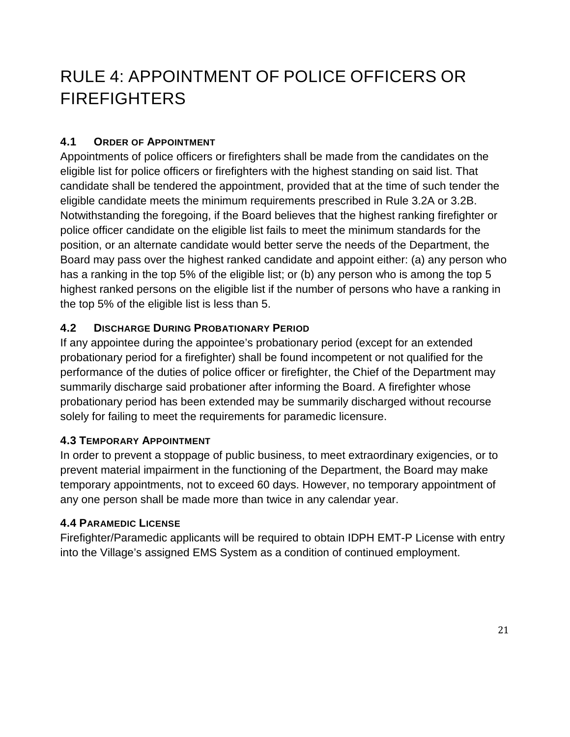# RULE 4: APPOINTMENT OF POLICE OFFICERS OR FIREFIGHTERS

### 4.1 ORDER OF APPOINTMENT

Appointments of police officers or firefighters shall be made from the candidates on the eligible list for police officers or firefighters with the highest standing on said list. That candidate shall be tendered the appointment, provided that at the time of such tender the eligible candidate meets the minimum requirements prescribed in Rule 3.2A or 3.2B. Notwithstanding the foregoing, if the Board believes that the highest ranking firefighter or police officer candidate on the eligible list fails to meet the minimum standards for the position, or an alternate candidate would better serve the needs of the Department, the Board may pass over the highest ranked candidate and appoint either: (a) any person who has a ranking in the top 5% of the eligible list; or (b) any person who is among the top 5 highest ranked persons on the eligible list if the number of persons who have a ranking in the top 5% of the eligible list is less than 5.

### 4.2 DISCHARGE DURING PROBATIONARY PERIOD

If any appointee during the appointee's probationary period (except for an extended probationary period for a firefighter) shall be found incompetent or not qualified for the performance of the duties of police officer or firefighter, the Chief of the Department may summarily discharge said probationer after informing the Board. A firefighter whose probationary period has been extended may be summarily discharged without recourse solely for failing to meet the requirements for paramedic licensure.

### 4.3 TEMPORARY APPOINTMENT

In order to prevent a stoppage of public business, to meet extraordinary exigencies, or to prevent material impairment in the functioning of the Department, the Board may make temporary appointments, not to exceed 60 days. However, no temporary appointment of any one person shall be made more than twice in any calendar year.

### 4.4 PARAMEDIC LICENSE

Firefighter/Paramedic applicants will be required to obtain IDPH EMT-P License with entry into the Village's assigned EMS System as a condition of continued employment.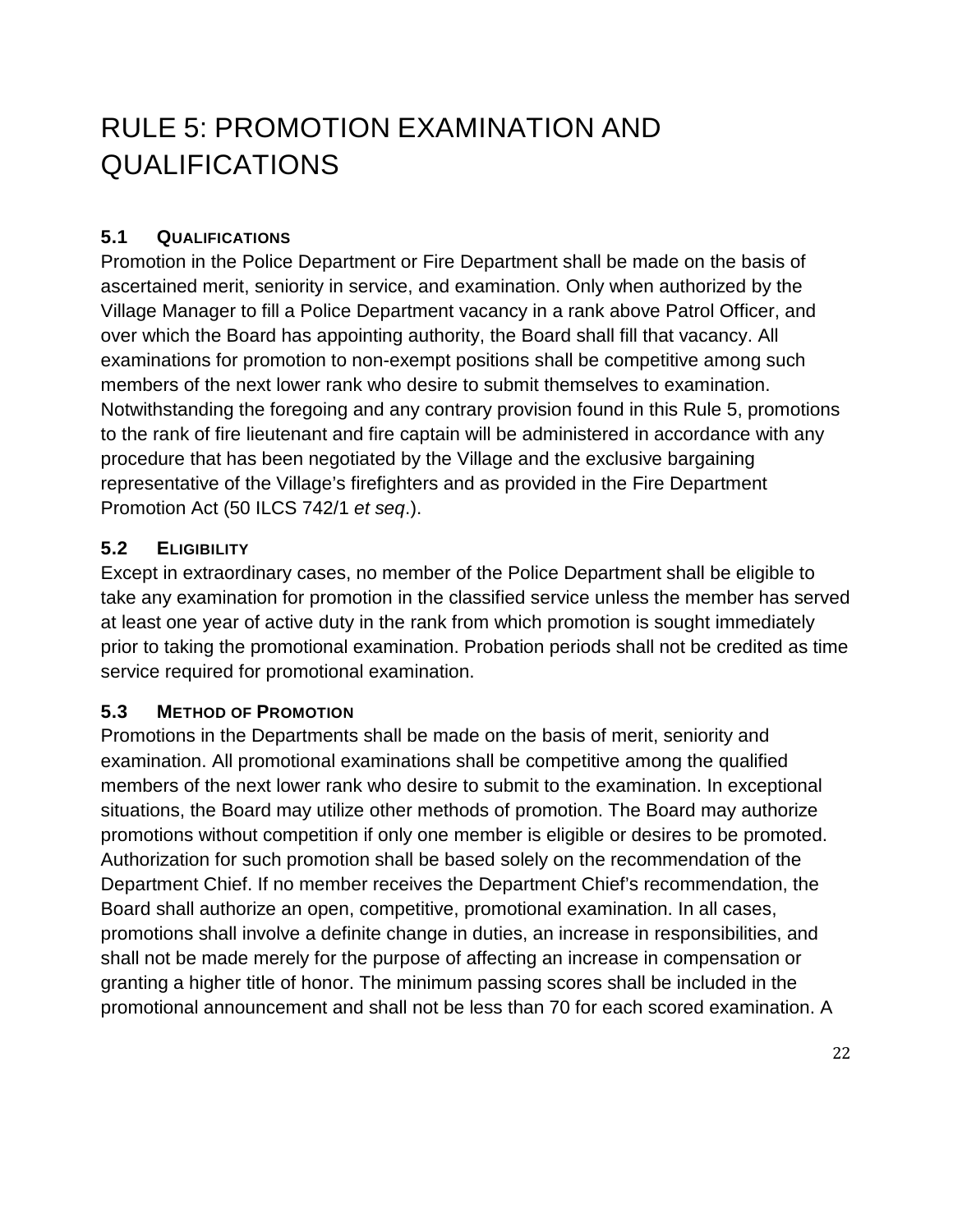# RULE 5: PROMOTION EXAMINATION AND QUALIFICATIONS

### 5.1 QUALIFICATIONS

Promotion in the Police Department or Fire Department shall be made on the basis of ascertained merit, seniority in service, and examination. Only when authorized by the Village Manager to fill a Police Department vacancy in a rank above Patrol Officer, and over which the Board has appointing authority, the Board shall fill that vacancy. All examinations for promotion to non-exempt positions shall be competitive among such members of the next lower rank who desire to submit themselves to examination. Notwithstanding the foregoing and any contrary provision found in this Rule 5, promotions to the rank of fire lieutenant and fire captain will be administered in accordance with any procedure that has been negotiated by the Village and the exclusive bargaining representative of the Village's firefighters and as provided in the Fire Department Promotion Act (50 ILCS 742/1 *et seq*.).

### 5.2 ELIGIBILITY

Except in extraordinary cases, no member of the Police Department shall be eligible to take any examination for promotion in the classified service unless the member has served at least one year of active duty in the rank from which promotion is sought immediately prior to taking the promotional examination. Probation periods shall not be credited as time service required for promotional examination.

### 5.3 METHOD OF PROMOTION

Promotions in the Departments shall be made on the basis of merit, seniority and examination. All promotional examinations shall be competitive among the qualified members of the next lower rank who desire to submit to the examination. In exceptional situations, the Board may utilize other methods of promotion. The Board may authorize promotions without competition if only one member is eligible or desires to be promoted. Authorization for such promotion shall be based solely on the recommendation of the Department Chief. If no member receives the Department Chief's recommendation, the Board shall authorize an open, competitive, promotional examination. In all cases, promotions shall involve a definite change in duties, an increase in responsibilities, and shall not be made merely for the purpose of affecting an increase in compensation or granting a higher title of honor. The minimum passing scores shall be included in the promotional announcement and shall not be less than 70 for each scored examination. A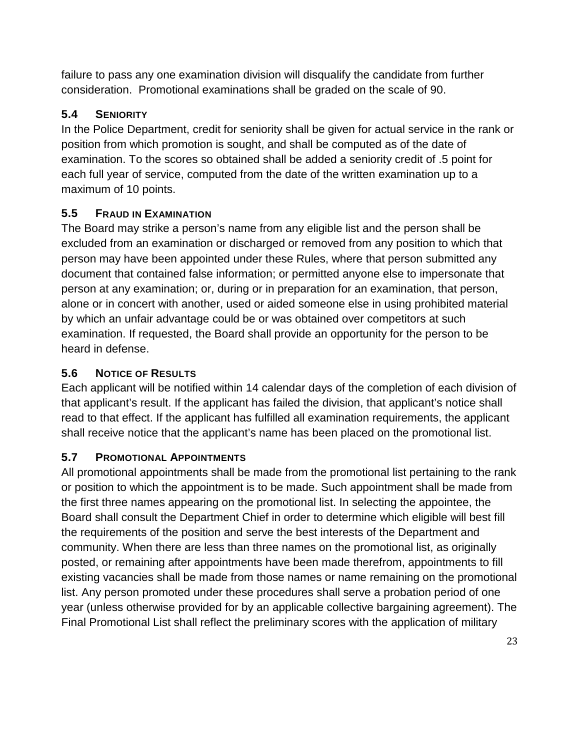failure to pass any one examination division will disqualify the candidate from further consideration. Promotional examinations shall be graded on the scale of 90.

### 5.4 Seniority

In the Police Department, credit for seniority shall be given for actual service in the rank or position from which promotion is sought, and shall be computed as of the date of examination. To the scores so obtained shall be added a seniority credit of .5 point for each full year of service, computed from the date of the written examination up to a maximum of 10 points.

### 5.5 Fraud in Examination

The Board may strike a person's name from any eligible list and the person shall be excluded from an examination or discharged or removed from any position to which that person may have been appointed under these Rules, where that person submitted any document that contained false information; or permitted anyone else to impersonate that person at any examination; or, during or in preparation for an examination, that person, alone or in concert with another, used or aided someone else in using prohibited material by which an unfair advantage could be or was obtained over competitors at such examination. If requested, the Board shall provide an opportunity for the person to be heard in defense.

### 5.6 Notice of Results

Each applicant will be notified within 14 calendar days of the completion of each division of that applicant's result. If the applicant has failed the division, that applicant's notice shall read to that effect. If the applicant has fulfilled all examination requirements, the applicant shall receive notice that the applicant's name has been placed on the promotional list.

### 5.7 Promotional Appointments

All promotional appointments shall be made from the promotional list pertaining to the rank or position to which the appointment is to be made. Such appointment shall be made from the first three names appearing on the promotional list. In selecting the appointee, the Board shall consult the Department Chief in order to determine which eligible will best fill the requirements of the position and serve the best interests of the Department and community. When there are less than three names on the promotional list, as originally posted, or remaining after appointments have been made therefrom, appointments to fill existing vacancies shall be made from those names or name remaining on the promotional list. Any person promoted under these procedures shall serve a probation period of one year (unless otherwise provided for by an applicable collective bargaining agreement). The Final Promotional List shall reflect the preliminary scores with the application of military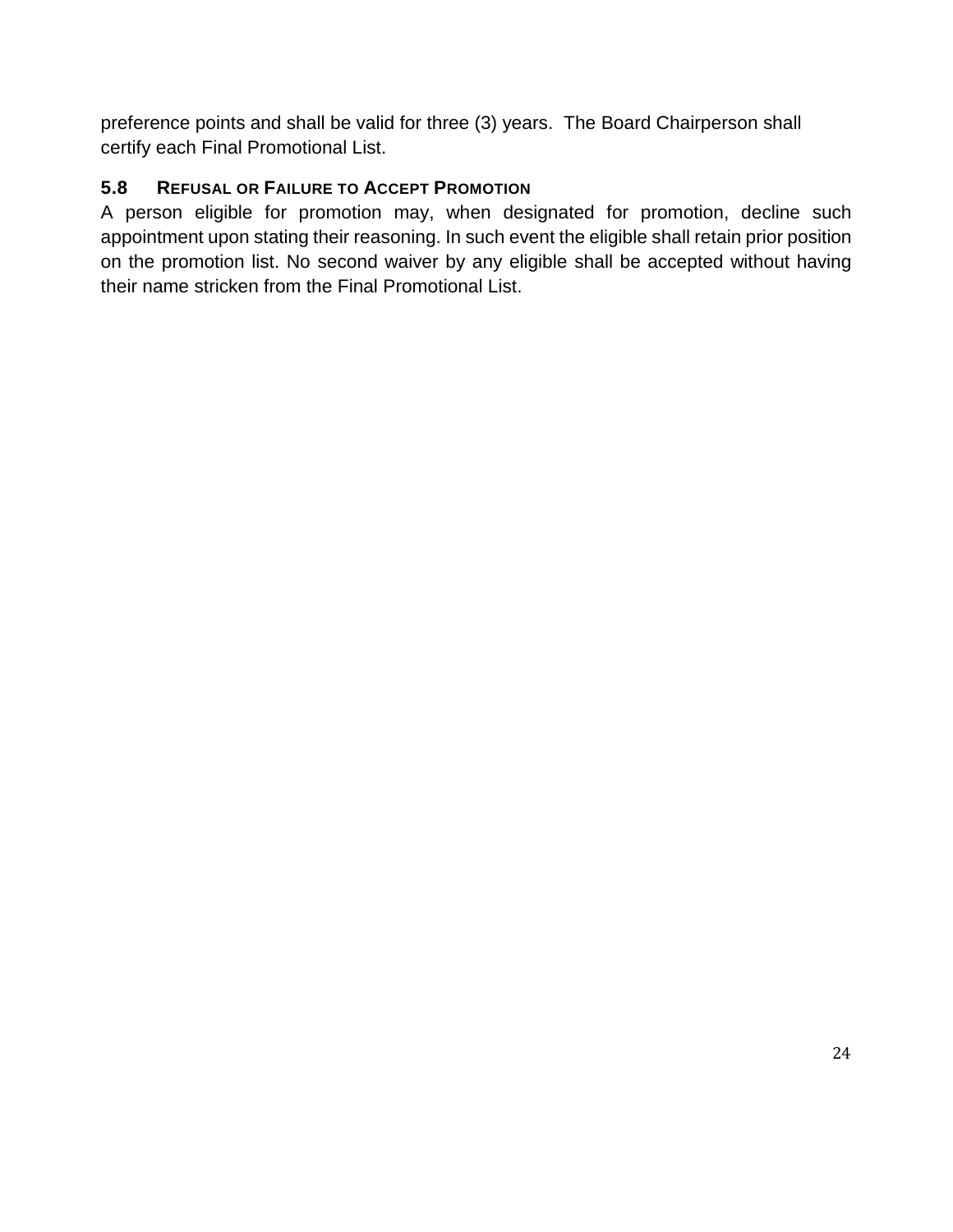preference points and shall be valid for three (3) years. The Board Chairperson shall certify each Final Promotional List.

### 5.8 REFUSAL OR FAILURE TO ACCEPT PROMOTION

A person eligible for promotion may, when designated for promotion, decline such appointment upon stating their reasoning. In such event the eligible shall retain prior position on the promotion list. No second waiver by any eligible shall be accepted without having their name stricken from the Final Promotional List.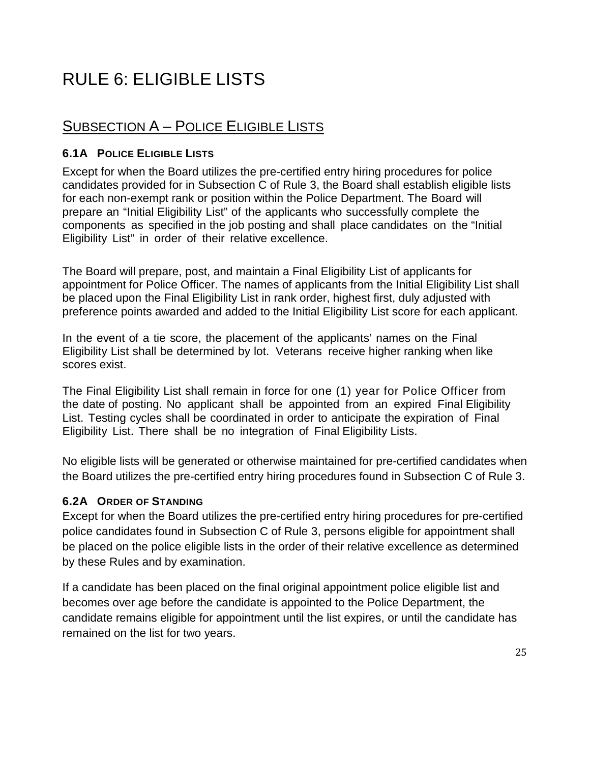# RULE 6: ELIGIBLE LISTS

## SUBSECTION A – POLICE ELIGIBLE LISTS

### 6.1A POLICE ELIGIBLE LISTS

Except for when the Board utilizes the pre-certified entry hiring procedures for police candidates provided for in Subsection C of Rule 3, the Board shall establish eligible lists for each non-exempt rank or position within the Police Department. The Board will prepare an "Initial Eligibility List" of the applicants who successfully complete the components as specified in the job posting and shall place candidates on the "Initial Eligibility List" in order of their relative excellence.

The Board will prepare, post, and maintain a Final Eligibility List of applicants for appointment for Police Officer. The names of applicants from the Initial Eligibility List shall be placed upon the Final Eligibility List in rank order, highest first, duly adjusted with preference points awarded and added to the Initial Eligibility List score for each applicant.

In the event of a tie score, the placement of the applicants' names on the Final Eligibility List shall be determined by lot. Veterans receive higher ranking when like scores exist.

The Final Eligibility List shall remain in force for one (1) year for Police Officer from the date of posting. No applicant shall be appointed from an expired Final Eligibility List. Testing cycles shall be coordinated in order to anticipate the expiration of Final Eligibility List. There shall be no integration of Final Eligibility Lists.

No eligible lists will be generated or otherwise maintained for pre-certified candidates when the Board utilizes the pre-certified entry hiring procedures found in Subsection C of Rule 3.

### 6.2A ORDER OF STANDING

Except for when the Board utilizes the pre-certified entry hiring procedures for pre-certified police candidates found in Subsection C of Rule 3, persons eligible for appointment shall be placed on the police eligible lists in the order of their relative excellence as determined by these Rules and by examination.

If a candidate has been placed on the final original appointment police eligible list and becomes over age before the candidate is appointed to the Police Department, the candidate remains eligible for appointment until the list expires, or until the candidate has remained on the list for two years.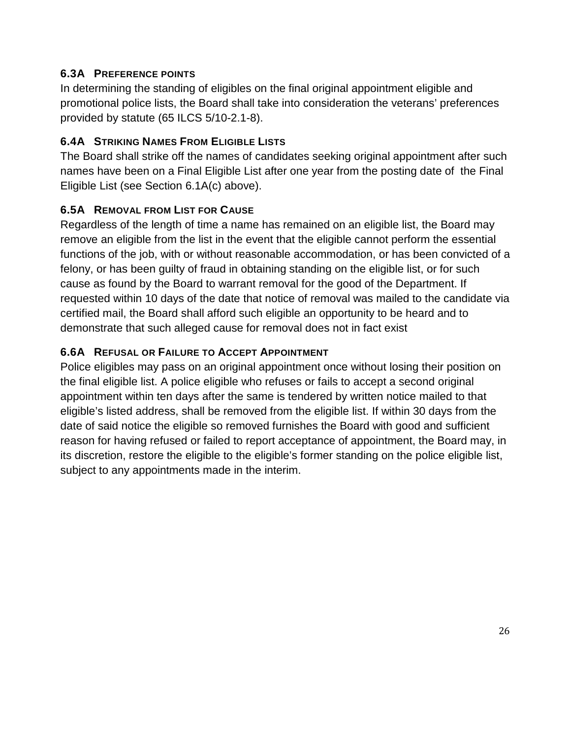### 6.3A PREFERENCE POINTS

In determining the standing of eligibles on the final original appointment eligible and promotional police lists, the Board shall take into consideration the veterans' preferences provided by statute (65 ILCS 5/10-2.1-8).

### 6.4A STRIKING NAMES FROM ELIGIBLE LISTS

The Board shall strike off the names of candidates seeking original appointment after such names have been on a Final Eligible List after one year from the posting date of the Final Eligible List (see Section 6.1A(c) above).

### 6.5A REMOVAL FROM LIST FOR CAUSE

Regardless of the length of time a name has remained on an eligible list, the Board may remove an eligible from the list in the event that the eligible cannot perform the essential functions of the job, with or without reasonable accommodation, or has been convicted of a felony, or has been guilty of fraud in obtaining standing on the eligible list, or for such cause as found by the Board to warrant removal for the good of the Department. If requested within 10 days of the date that notice of removal was mailed to the candidate via certified mail, the Board shall afford such eligible an opportunity to be heard and to demonstrate that such alleged cause for removal does not in fact exist

### 6.6A REFUSAL OR FAILURE TO ACCEPT APPOINTMENT

Police eligibles may pass on an original appointment once without losing their position on the final eligible list. A police eligible who refuses or fails to accept a second original appointment within ten days after the same is tendered by written notice mailed to that eligible's listed address, shall be removed from the eligible list. If within 30 days from the date of said notice the eligible so removed furnishes the Board with good and sufficient reason for having refused or failed to report acceptance of appointment, the Board may, in its discretion, restore the eligible to the eligible's former standing on the police eligible list, subject to any appointments made in the interim.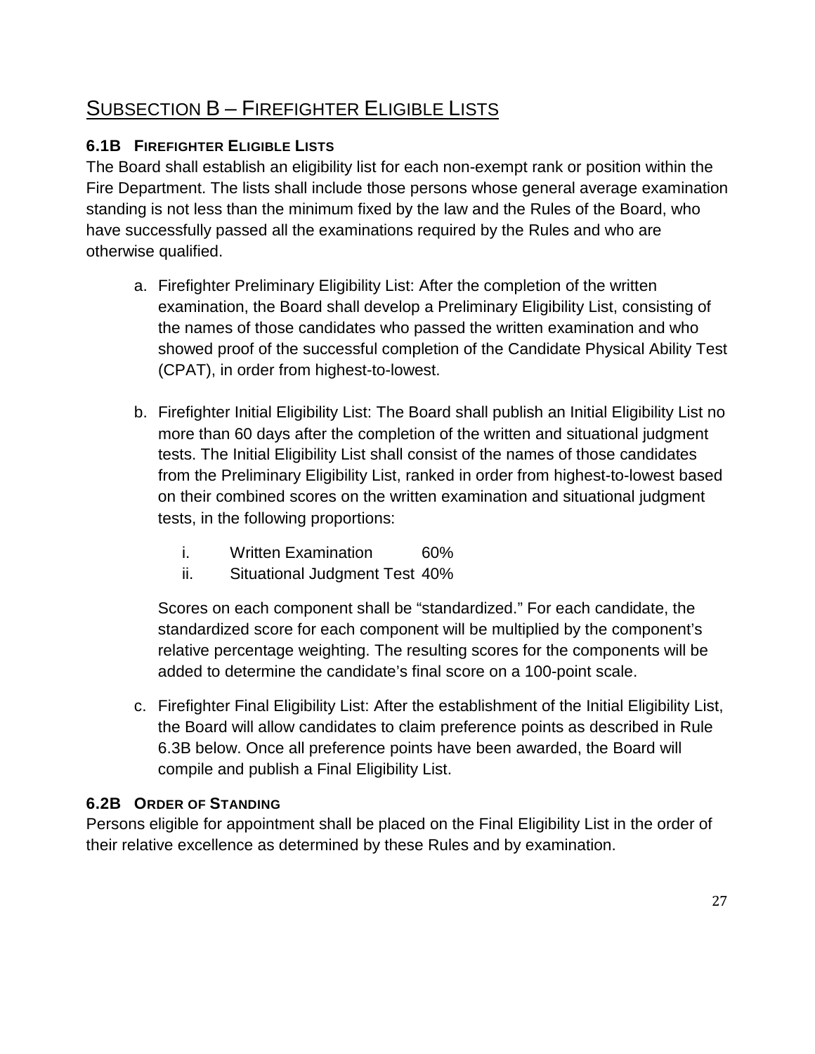## SUBSECTION B – FIREFIGHTER ELIGIBLE LISTS

### 6.1B FIREFIGHTER ELIGIBLE LISTS

The Board shall establish an eligibility list for each non-exempt rank or position within the Fire Department. The lists shall include those persons whose general average examination standing is not less than the minimum fixed by the law and the Rules of the Board, who have successfully passed all the examinations required by the Rules and who are otherwise qualified.

a. Firefighter Preliminary Eligibility List: After the completion of the written examination, the Board shall develop a Preliminary Eligibility List, consisting of the names of those candidates who passed the written examination and who showed proof of the successful completion of the Candidate Physical Ability Test (CPAT), in order from highest-to-lowest.

b. Firefighter Initial Eligibility List: The Board shall publish an Initial Eligibility List no more than 60 days after the completion of the written and situational judgment tests. The Initial Eligibility List shall consist of the names of those candidates from the Preliminary Eligibility List, ranked in order from highest-to-lowest based on their combined scores on the written examination and situational judgment tests, in the following proportions:

   i. Written Examination 60%
   ii. Situational Judgment Test 40%

   Scores on each component shall be "standardized." For each candidate, the standardized score for each component will be multiplied by the component's relative percentage weighting. The resulting scores for the components will be added to determine the candidate's final score on a 100-point scale.

c. Firefighter Final Eligibility List: After the establishment of the Initial Eligibility List, the Board will allow candidates to claim preference points as described in Rule 6.3B below. Once all preference points have been awarded, the Board will compile and publish a Final Eligibility List.

### 6.2B ORDER OF STANDING

Persons eligible for appointment shall be placed on the Final Eligibility List in the order of their relative excellence as determined by these Rules and by examination.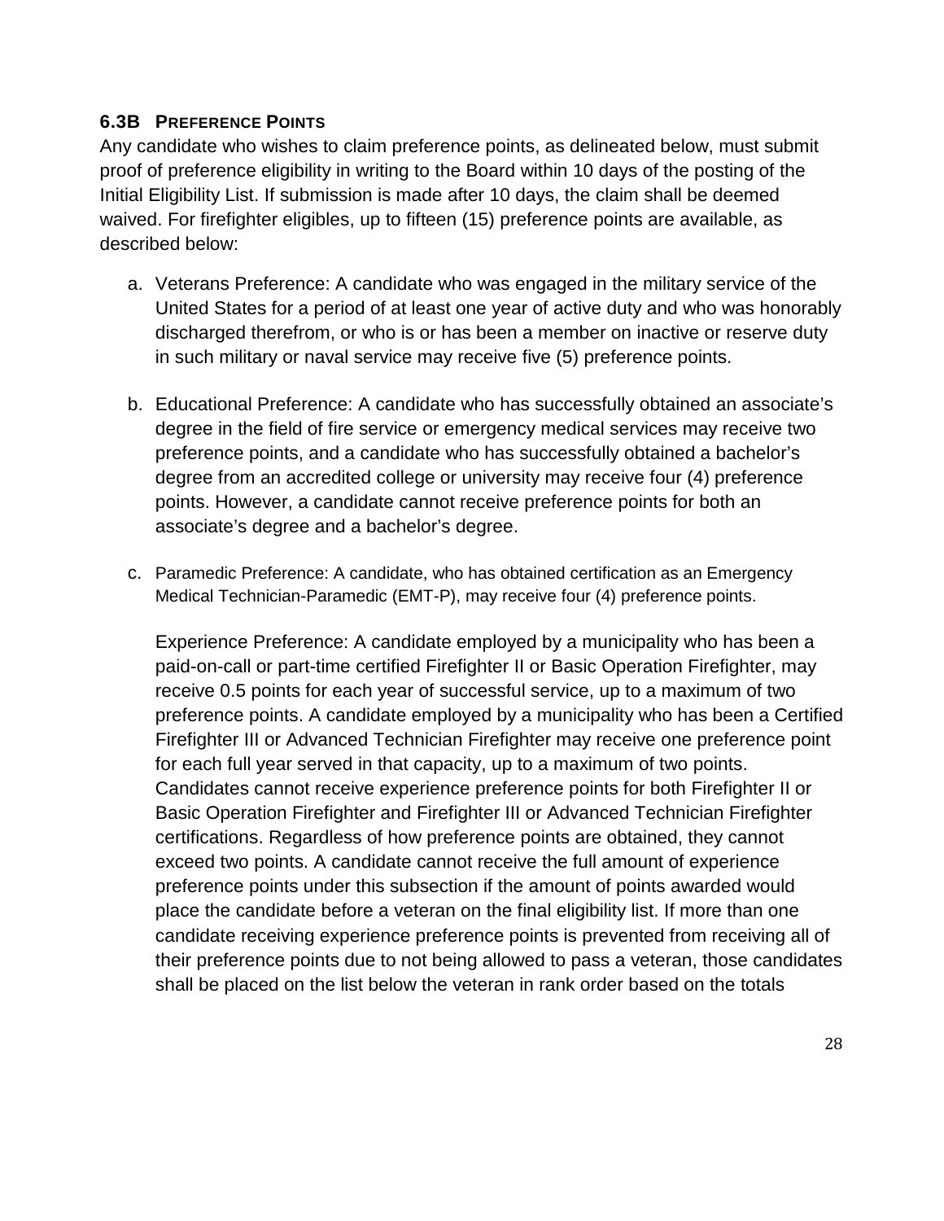### 6.3B PREFERENCE POINTS

Any candidate who wishes to claim preference points, as delineated below, must submit proof of preference eligibility in writing to the Board within 10 days of the posting of the Initial Eligibility List. If submission is made after 10 days, the claim shall be deemed waived. For firefighter eligibles, up to fifteen (15) preference points are available, as described below:

a. Veterans Preference: A candidate who was engaged in the military service of the United States for a period of at least one year of active duty and who was honorably discharged therefrom, or who is or has been a member on inactive or reserve duty in such military or naval service may receive five (5) preference points.

b. Educational Preference: A candidate who has successfully obtained an associate's degree in the field of fire service or emergency medical services may receive two preference points, and a candidate who has successfully obtained a bachelor's degree from an accredited college or university may receive four (4) preference points. However, a candidate cannot receive preference points for both an associate's degree and a bachelor's degree.

c. Paramedic Preference: A candidate, who has obtained certification as an Emergency Medical Technician-Paramedic (EMT-P), may receive four (4) preference points.

   Experience Preference: A candidate employed by a municipality who has been a paid-on-call or part-time certified Firefighter II or Basic Operation Firefighter, may receive 0.5 points for each year of successful service, up to a maximum of two preference points. A candidate employed by a municipality who has been a Certified Firefighter III or Advanced Technician Firefighter may receive one preference point for each full year served in that capacity, up to a maximum of two points. Candidates cannot receive experience preference points for both Firefighter II or Basic Operation Firefighter and Firefighter III or Advanced Technician Firefighter certifications. Regardless of how preference points are obtained, they cannot exceed two points. A candidate cannot receive the full amount of experience preference points under this subsection if the amount of points awarded would place the candidate before a veteran on the final eligibility list. If more than one candidate receiving experience preference points is prevented from receiving all of their preference points due to not being allowed to pass a veteran, those candidates shall be placed on the list below the veteran in rank order based on the totals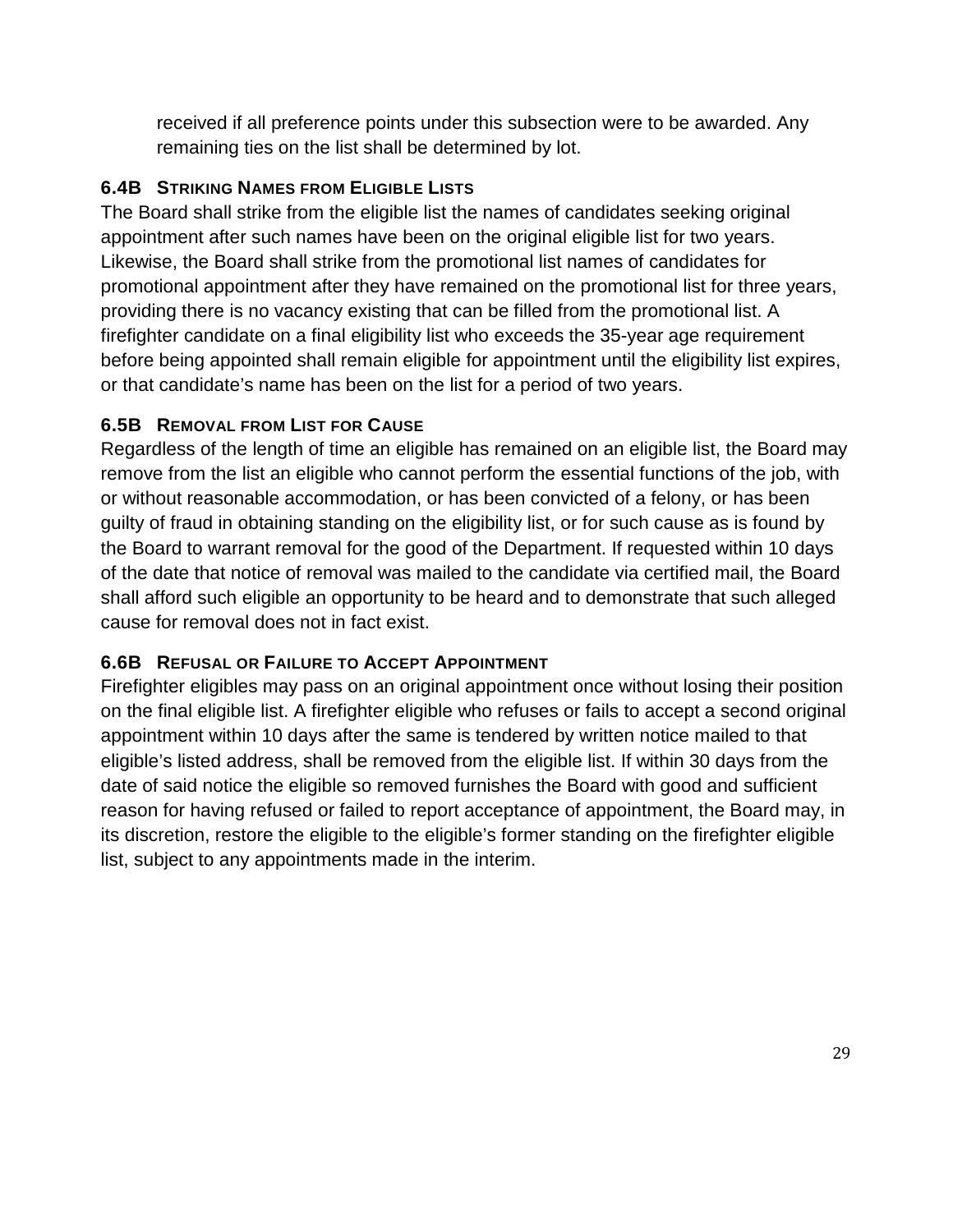received if all preference points under this subsection were to be awarded. Any remaining ties on the list shall be determined by lot.

### 6.4B STRIKING NAMES FROM ELIGIBLE LISTS

The Board shall strike from the eligible list the names of candidates seeking original appointment after such names have been on the original eligible list for two years. Likewise, the Board shall strike from the promotional list names of candidates for promotional appointment after they have remained on the promotional list for three years, providing there is no vacancy existing that can be filled from the promotional list. A firefighter candidate on a final eligibility list who exceeds the 35-year age requirement before being appointed shall remain eligible for appointment until the eligibility list expires, or that candidate's name has been on the list for a period of two years.

### 6.5B REMOVAL FROM LIST FOR CAUSE

Regardless of the length of time an eligible has remained on an eligible list, the Board may remove from the list an eligible who cannot perform the essential functions of the job, with or without reasonable accommodation, or has been convicted of a felony, or has been guilty of fraud in obtaining standing on the eligibility list, or for such cause as is found by the Board to warrant removal for the good of the Department. If requested within 10 days of the date that notice of removal was mailed to the candidate via certified mail, the Board shall afford such eligible an opportunity to be heard and to demonstrate that such alleged cause for removal does not in fact exist.

### 6.6B REFUSAL OR FAILURE TO ACCEPT APPOINTMENT

Firefighter eligibles may pass on an original appointment once without losing their position on the final eligible list. A firefighter eligible who refuses or fails to accept a second original appointment within 10 days after the same is tendered by written notice mailed to that eligible's listed address, shall be removed from the eligible list. If within 30 days from the date of said notice the eligible so removed furnishes the Board with good and sufficient reason for having refused or failed to report acceptance of appointment, the Board may, in its discretion, restore the eligible to the eligible's former standing on the firefighter eligible list, subject to any appointments made in the interim.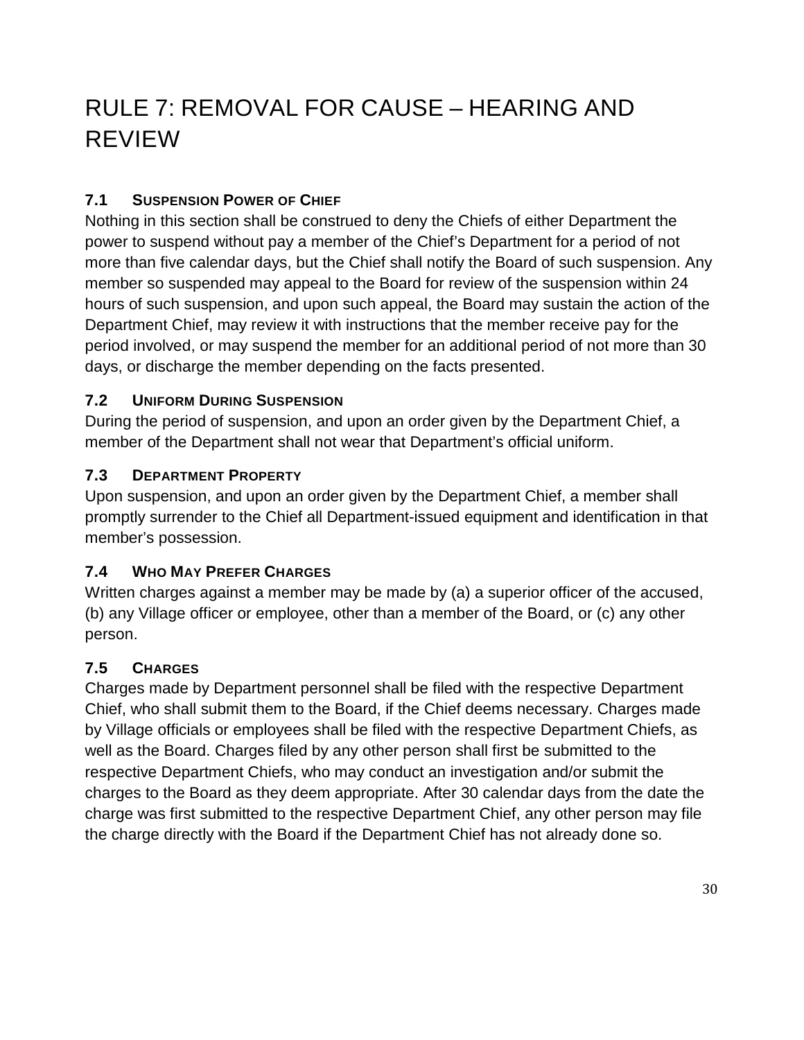# RULE 7: REMOVAL FOR CAUSE – HEARING AND REVIEW

### 7.1 SUSPENSION POWER OF CHIEF

Nothing in this section shall be construed to deny the Chiefs of either Department the power to suspend without pay a member of the Chief's Department for a period of not more than five calendar days, but the Chief shall notify the Board of such suspension. Any member so suspended may appeal to the Board for review of the suspension within 24 hours of such suspension, and upon such appeal, the Board may sustain the action of the Department Chief, may review it with instructions that the member receive pay for the period involved, or may suspend the member for an additional period of not more than 30 days, or discharge the member depending on the facts presented.

### 7.2 UNIFORM DURING SUSPENSION

During the period of suspension, and upon an order given by the Department Chief, a member of the Department shall not wear that Department's official uniform.

### 7.3 DEPARTMENT PROPERTY

Upon suspension, and upon an order given by the Department Chief, a member shall promptly surrender to the Chief all Department-issued equipment and identification in that member's possession.

### 7.4 WHO MAY PREFER CHARGES

Written charges against a member may be made by (a) a superior officer of the accused, (b) any Village officer or employee, other than a member of the Board, or (c) any other person.

### 7.5 CHARGES

Charges made by Department personnel shall be filed with the respective Department Chief, who shall submit them to the Board, if the Chief deems necessary. Charges made by Village officials or employees shall be filed with the respective Department Chiefs, as well as the Board. Charges filed by any other person shall first be submitted to the respective Department Chiefs, who may conduct an investigation and/or submit the charges to the Board as they deem appropriate. After 30 calendar days from the date the charge was first submitted to the respective Department Chief, any other person may file the charge directly with the Board if the Department Chief has not already done so.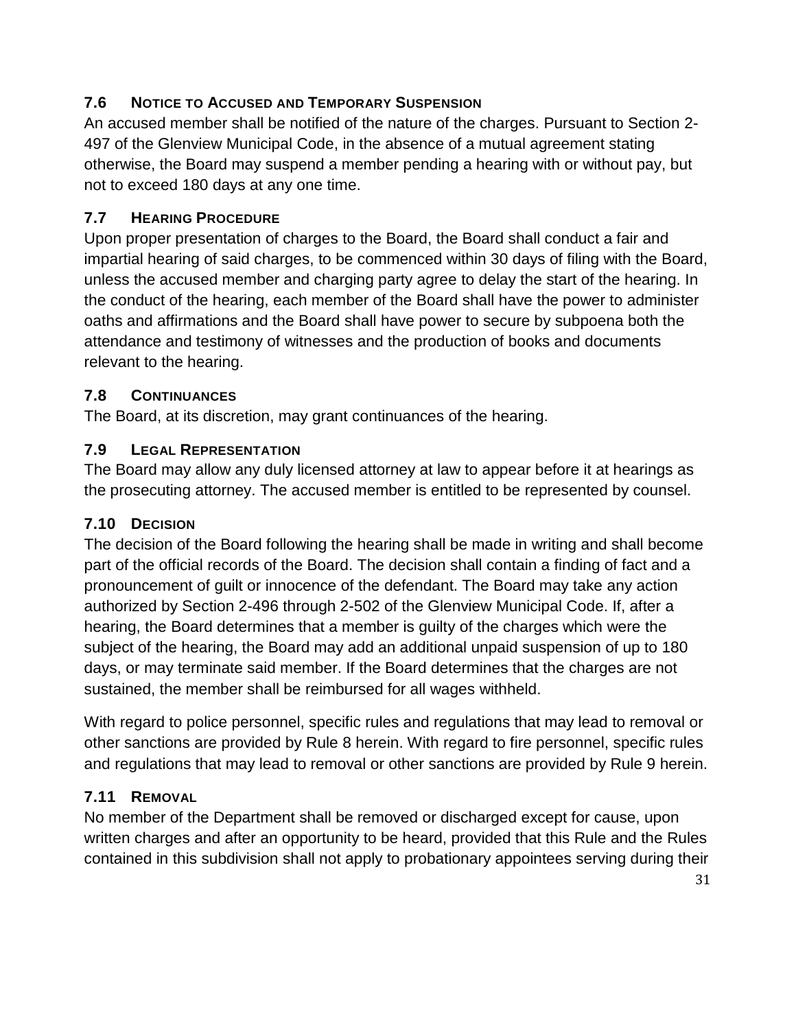### 7.6 NOTICE TO ACCUSED AND TEMPORARY SUSPENSION

An accused member shall be notified of the nature of the charges. Pursuant to Section 2-497 of the Glenview Municipal Code, in the absence of a mutual agreement stating otherwise, the Board may suspend a member pending a hearing with or without pay, but not to exceed 180 days at any one time.

### 7.7 HEARING PROCEDURE

Upon proper presentation of charges to the Board, the Board shall conduct a fair and impartial hearing of said charges, to be commenced within 30 days of filing with the Board, unless the accused member and charging party agree to delay the start of the hearing. In the conduct of the hearing, each member of the Board shall have the power to administer oaths and affirmations and the Board shall have power to secure by subpoena both the attendance and testimony of witnesses and the production of books and documents relevant to the hearing.

### 7.8 CONTINUANCES

The Board, at its discretion, may grant continuances of the hearing.

### 7.9 LEGAL REPRESENTATION

The Board may allow any duly licensed attorney at law to appear before it at hearings as the prosecuting attorney. The accused member is entitled to be represented by counsel.

### 7.10 DECISION

The decision of the Board following the hearing shall be made in writing and shall become part of the official records of the Board. The decision shall contain a finding of fact and a pronouncement of guilt or innocence of the defendant. The Board may take any action authorized by Section 2-496 through 2-502 of the Glenview Municipal Code. If, after a hearing, the Board determines that a member is guilty of the charges which were the subject of the hearing, the Board may add an additional unpaid suspension of up to 180 days, or may terminate said member. If the Board determines that the charges are not sustained, the member shall be reimbursed for all wages withheld.

With regard to police personnel, specific rules and regulations that may lead to removal or other sanctions are provided by Rule 8 herein. With regard to fire personnel, specific rules and regulations that may lead to removal or other sanctions are provided by Rule 9 herein.

### 7.11 REMOVAL

No member of the Department shall be removed or discharged except for cause, upon written charges and after an opportunity to be heard, provided that this Rule and the Rules contained in this subdivision shall not apply to probationary appointees serving during their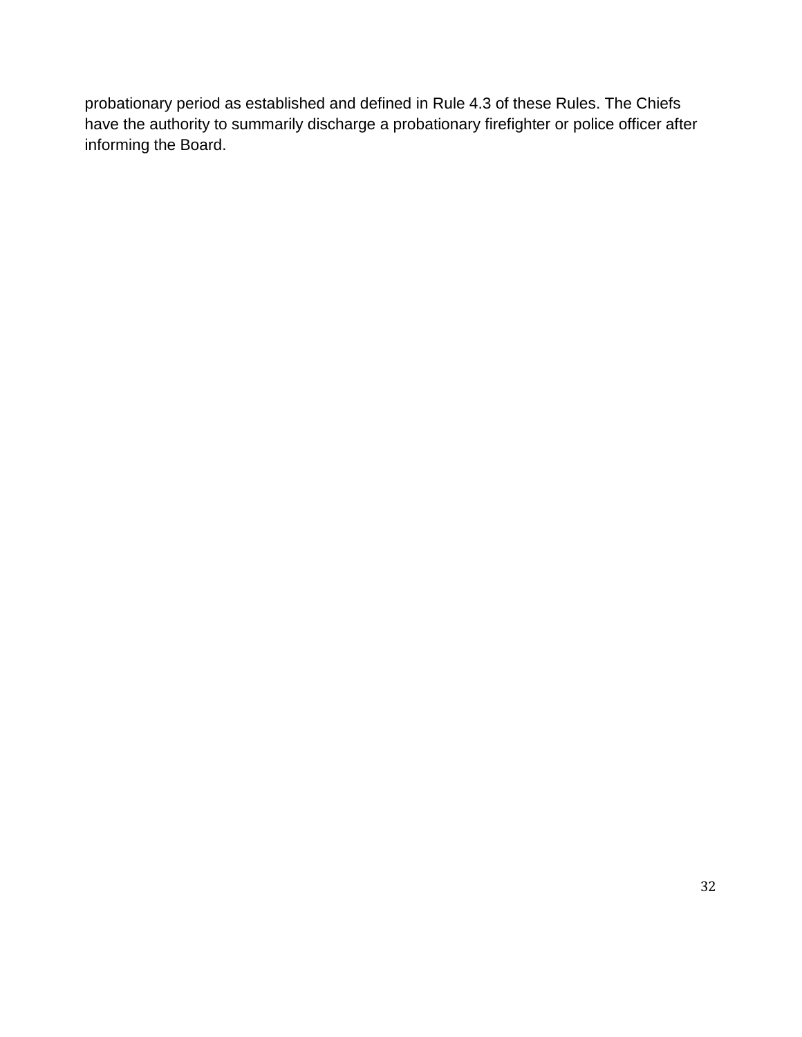probationary period as established and defined in Rule 4.3 of these Rules. The Chiefs have the authority to summarily discharge a probationary firefighter or police officer after informing the Board.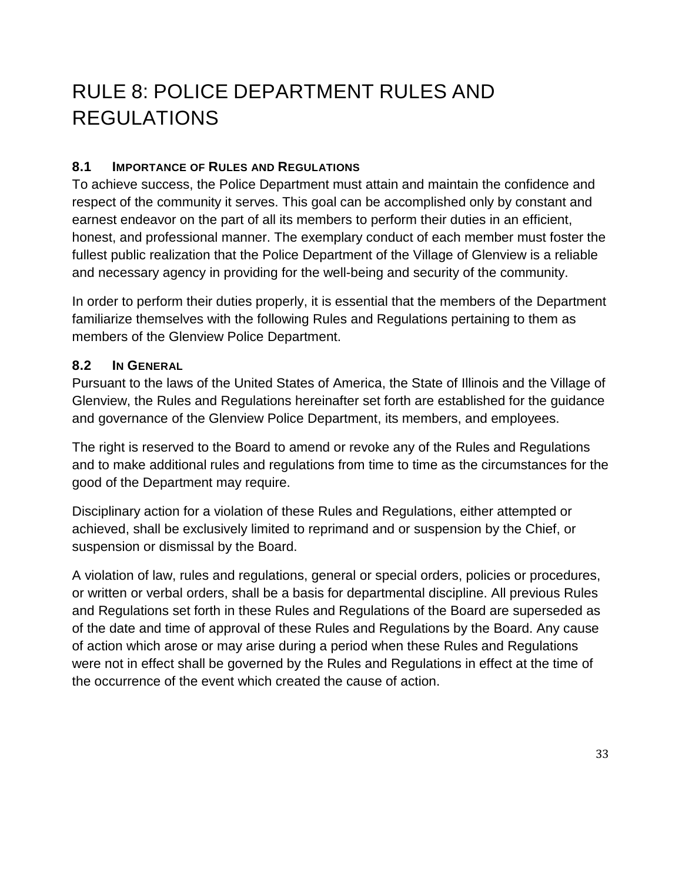# RULE 8: POLICE DEPARTMENT RULES AND REGULATIONS

### 8.1 IMPORTANCE OF RULES AND REGULATIONS

To achieve success, the Police Department must attain and maintain the confidence and respect of the community it serves. This goal can be accomplished only by constant and earnest endeavor on the part of all its members to perform their duties in an efficient, honest, and professional manner. The exemplary conduct of each member must foster the fullest public realization that the Police Department of the Village of Glenview is a reliable and necessary agency in providing for the well-being and security of the community.

In order to perform their duties properly, it is essential that the members of the Department familiarize themselves with the following Rules and Regulations pertaining to them as members of the Glenview Police Department.

### 8.2 IN GENERAL

Pursuant to the laws of the United States of America, the State of Illinois and the Village of Glenview, the Rules and Regulations hereinafter set forth are established for the guidance and governance of the Glenview Police Department, its members, and employees.

The right is reserved to the Board to amend or revoke any of the Rules and Regulations and to make additional rules and regulations from time to time as the circumstances for the good of the Department may require.

Disciplinary action for a violation of these Rules and Regulations, either attempted or achieved, shall be exclusively limited to reprimand and or suspension by the Chief, or suspension or dismissal by the Board.

A violation of law, rules and regulations, general or special orders, policies or procedures, or written or verbal orders, shall be a basis for departmental discipline. All previous Rules and Regulations set forth in these Rules and Regulations of the Board are superseded as of the date and time of approval of these Rules and Regulations by the Board. Any cause of action which arose or may arise during a period when these Rules and Regulations were not in effect shall be governed by the Rules and Regulations in effect at the time of the occurrence of the event which created the cause of action.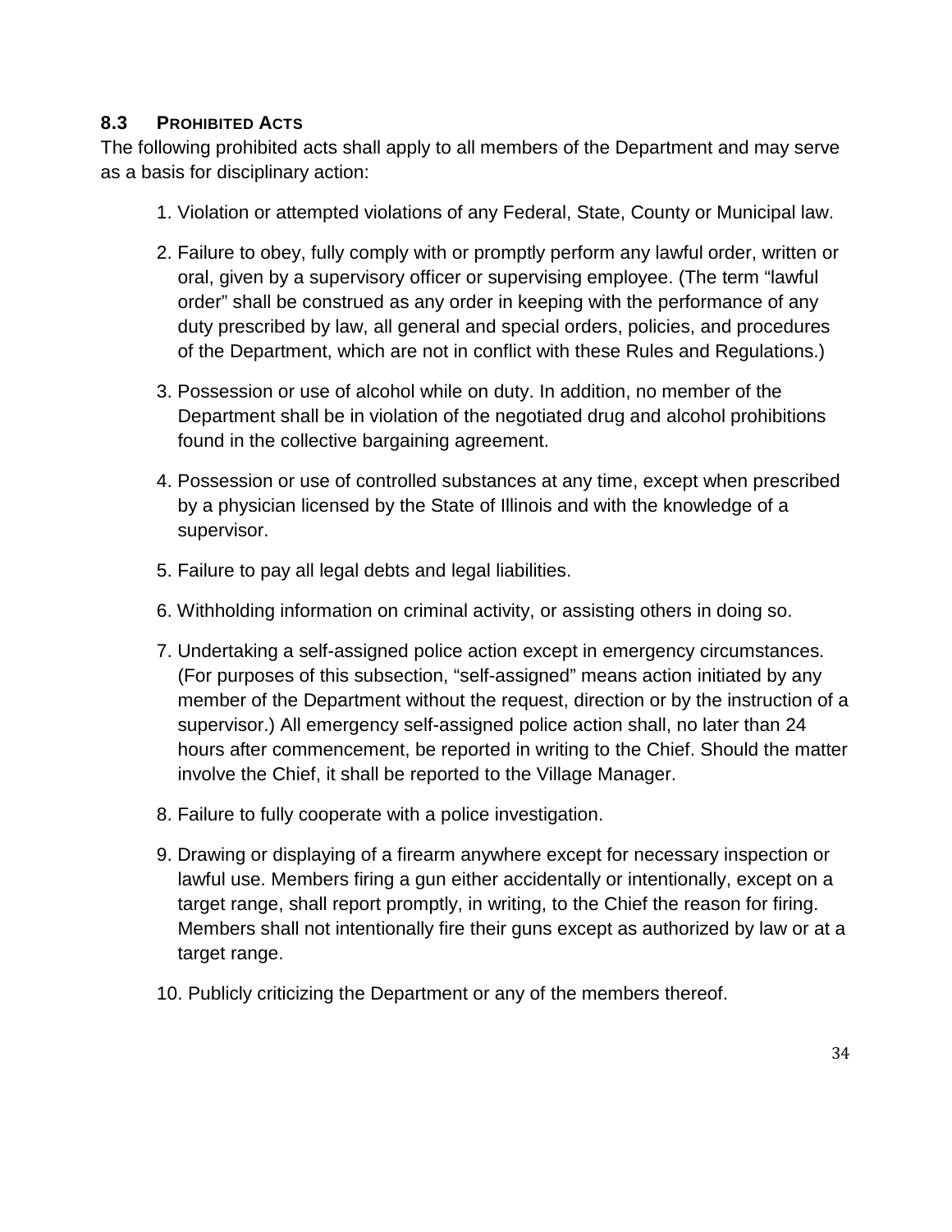### 8.3 PROHIBITED ACTS

The following prohibited acts shall apply to all members of the Department and may serve as a basis for disciplinary action:

1. Violation or attempted violations of any Federal, State, County or Municipal law.
2. Failure to obey, fully comply with or promptly perform any lawful order, written or oral, given by a supervisory officer or supervising employee. (The term "lawful order" shall be construed as any order in keeping with the performance of any duty prescribed by law, all general and special orders, policies, and procedures of the Department, which are not in conflict with these Rules and Regulations.)
3. Possession or use of alcohol while on duty. In addition, no member of the Department shall be in violation of the negotiated drug and alcohol prohibitions found in the collective bargaining agreement.
4. Possession or use of controlled substances at any time, except when prescribed by a physician licensed by the State of Illinois and with the knowledge of a supervisor.
5. Failure to pay all legal debts and legal liabilities.
6. Withholding information on criminal activity, or assisting others in doing so.
7. Undertaking a self-assigned police action except in emergency circumstances. (For purposes of this subsection, "self-assigned" means action initiated by any member of the Department without the request, direction or by the instruction of a supervisor.) All emergency self-assigned police action shall, no later than 24 hours after commencement, be reported in writing to the Chief. Should the matter involve the Chief, it shall be reported to the Village Manager.
8. Failure to fully cooperate with a police investigation.
9. Drawing or displaying of a firearm anywhere except for necessary inspection or lawful use. Members firing a gun either accidentally or intentionally, except on a target range, shall report promptly, in writing, to the Chief the reason for firing. Members shall not intentionally fire their guns except as authorized by law or at a target range.
10. Publicly criticizing the Department or any of the members thereof.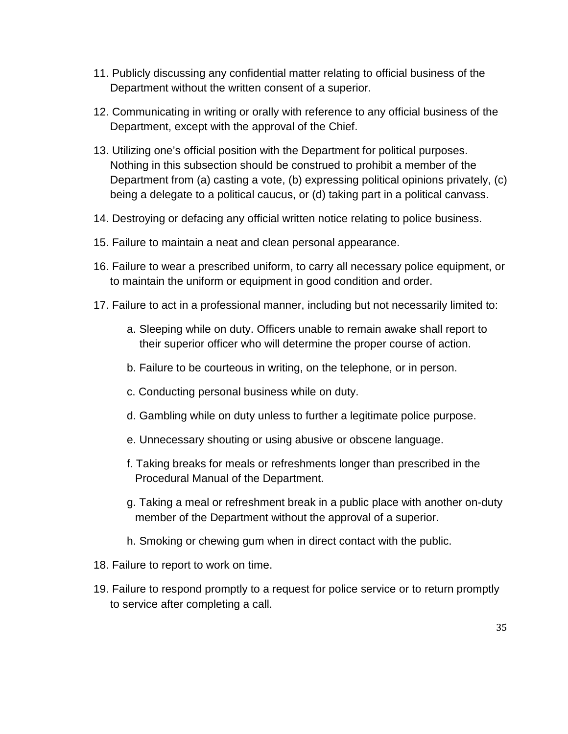11. Publicly discussing any confidential matter relating to official business of the Department without the written consent of a superior.

12. Communicating in writing or orally with reference to any official business of the Department, except with the approval of the Chief.

13. Utilizing one's official position with the Department for political purposes. Nothing in this subsection should be construed to prohibit a member of the Department from (a) casting a vote, (b) expressing political opinions privately, (c) being a delegate to a political caucus, or (d) taking part in a political canvass.

14. Destroying or defacing any official written notice relating to police business.

15. Failure to maintain a neat and clean personal appearance.

16. Failure to wear a prescribed uniform, to carry all necessary police equipment, or to maintain the uniform or equipment in good condition and order.

17. Failure to act in a professional manner, including but not necessarily limited to:

    a. Sleeping while on duty. Officers unable to remain awake shall report to their superior officer who will determine the proper course of action.

    b. Failure to be courteous in writing, on the telephone, or in person.

    c. Conducting personal business while on duty.

    d. Gambling while on duty unless to further a legitimate police purpose.

    e. Unnecessary shouting or using abusive or obscene language.

    f. Taking breaks for meals or refreshments longer than prescribed in the Procedural Manual of the Department.

    g. Taking a meal or refreshment break in a public place with another on-duty member of the Department without the approval of a superior.

    h. Smoking or chewing gum when in direct contact with the public.

18. Failure to report to work on time.

19. Failure to respond promptly to a request for police service or to return promptly to service after completing a call.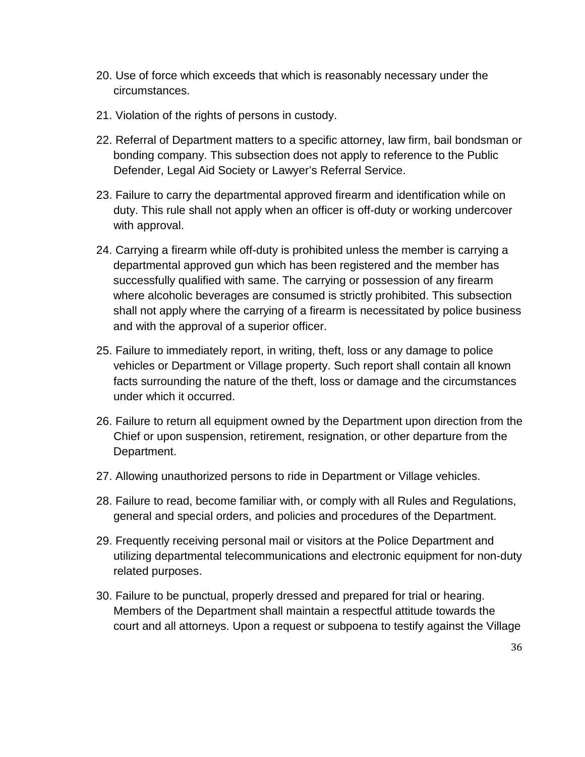20. Use of force which exceeds that which is reasonably necessary under the circumstances.

21. Violation of the rights of persons in custody.

22. Referral of Department matters to a specific attorney, law firm, bail bondsman or bonding company. This subsection does not apply to reference to the Public Defender, Legal Aid Society or Lawyer's Referral Service.

23. Failure to carry the departmental approved firearm and identification while on duty. This rule shall not apply when an officer is off-duty or working undercover with approval.

24. Carrying a firearm while off-duty is prohibited unless the member is carrying a departmental approved gun which has been registered and the member has successfully qualified with same. The carrying or possession of any firearm where alcoholic beverages are consumed is strictly prohibited. This subsection shall not apply where the carrying of a firearm is necessitated by police business and with the approval of a superior officer.

25. Failure to immediately report, in writing, theft, loss or any damage to police vehicles or Department or Village property. Such report shall contain all known facts surrounding the nature of the theft, loss or damage and the circumstances under which it occurred.

26. Failure to return all equipment owned by the Department upon direction from the Chief or upon suspension, retirement, resignation, or other departure from the Department.

27. Allowing unauthorized persons to ride in Department or Village vehicles.

28. Failure to read, become familiar with, or comply with all Rules and Regulations, general and special orders, and policies and procedures of the Department.

29. Frequently receiving personal mail or visitors at the Police Department and utilizing departmental telecommunications and electronic equipment for non-duty related purposes.

30. Failure to be punctual, properly dressed and prepared for trial or hearing. Members of the Department shall maintain a respectful attitude towards the court and all attorneys. Upon a request or subpoena to testify against the Village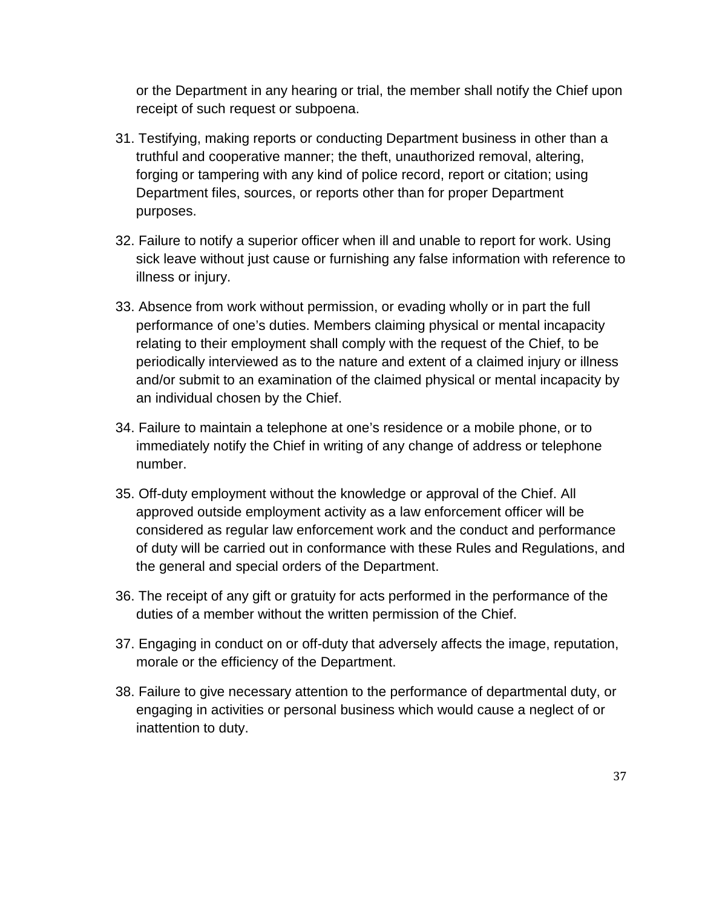or the Department in any hearing or trial, the member shall notify the Chief upon receipt of such request or subpoena.

31. Testifying, making reports or conducting Department business in other than a truthful and cooperative manner; the theft, unauthorized removal, altering, forging or tampering with any kind of police record, report or citation; using Department files, sources, or reports other than for proper Department purposes.

32. Failure to notify a superior officer when ill and unable to report for work. Using sick leave without just cause or furnishing any false information with reference to illness or injury.

33. Absence from work without permission, or evading wholly or in part the full performance of one's duties. Members claiming physical or mental incapacity relating to their employment shall comply with the request of the Chief, to be periodically interviewed as to the nature and extent of a claimed injury or illness and/or submit to an examination of the claimed physical or mental incapacity by an individual chosen by the Chief.

34. Failure to maintain a telephone at one's residence or a mobile phone, or to immediately notify the Chief in writing of any change of address or telephone number.

35. Off-duty employment without the knowledge or approval of the Chief. All approved outside employment activity as a law enforcement officer will be considered as regular law enforcement work and the conduct and performance of duty will be carried out in conformance with these Rules and Regulations, and the general and special orders of the Department.

36. The receipt of any gift or gratuity for acts performed in the performance of the duties of a member without the written permission of the Chief.

37. Engaging in conduct on or off-duty that adversely affects the image, reputation, morale or the efficiency of the Department.

38. Failure to give necessary attention to the performance of departmental duty, or engaging in activities or personal business which would cause a neglect of or inattention to duty.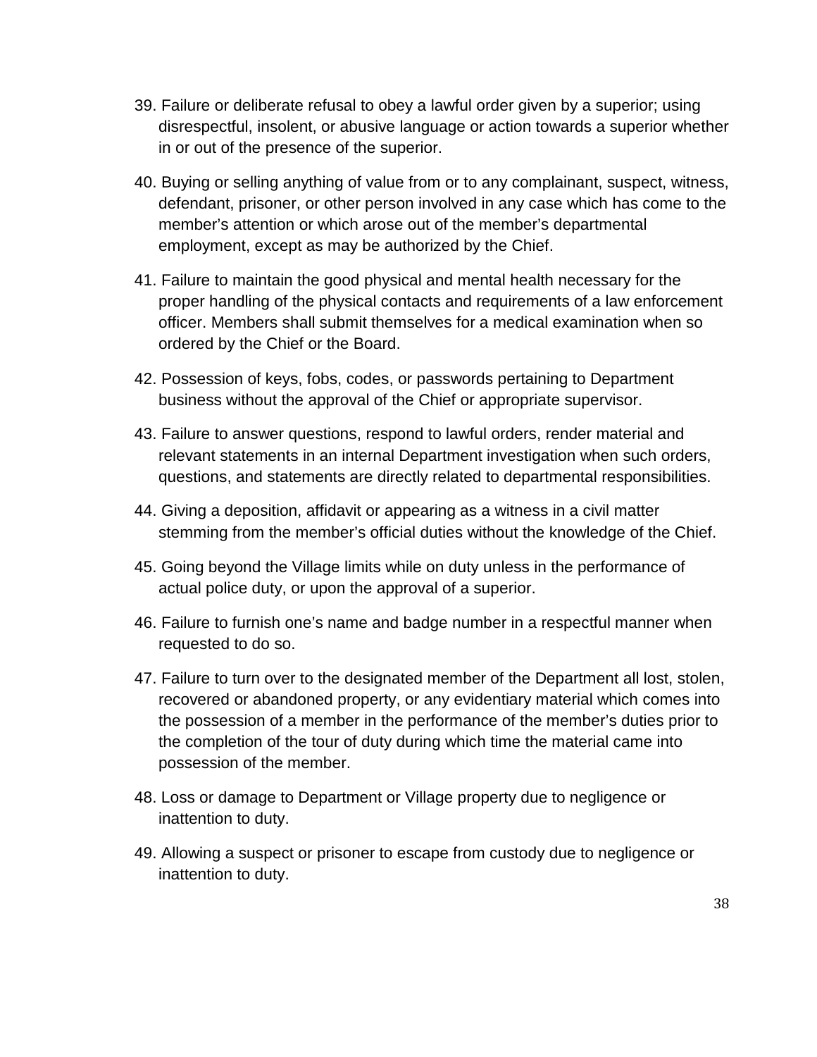39. Failure or deliberate refusal to obey a lawful order given by a superior; using disrespectful, insolent, or abusive language or action towards a superior whether in or out of the presence of the superior.

40. Buying or selling anything of value from or to any complainant, suspect, witness, defendant, prisoner, or other person involved in any case which has come to the member's attention or which arose out of the member's departmental employment, except as may be authorized by the Chief.

41. Failure to maintain the good physical and mental health necessary for the proper handling of the physical contacts and requirements of a law enforcement officer. Members shall submit themselves for a medical examination when so ordered by the Chief or the Board.

42. Possession of keys, fobs, codes, or passwords pertaining to Department business without the approval of the Chief or appropriate supervisor.

43. Failure to answer questions, respond to lawful orders, render material and relevant statements in an internal Department investigation when such orders, questions, and statements are directly related to departmental responsibilities.

44. Giving a deposition, affidavit or appearing as a witness in a civil matter stemming from the member's official duties without the knowledge of the Chief.

45. Going beyond the Village limits while on duty unless in the performance of actual police duty, or upon the approval of a superior.

46. Failure to furnish one's name and badge number in a respectful manner when requested to do so.

47. Failure to turn over to the designated member of the Department all lost, stolen, recovered or abandoned property, or any evidentiary material which comes into the possession of a member in the performance of the member's duties prior to the completion of the tour of duty during which time the material came into possession of the member.

48. Loss or damage to Department or Village property due to negligence or inattention to duty.

49. Allowing a suspect or prisoner to escape from custody due to negligence or inattention to duty.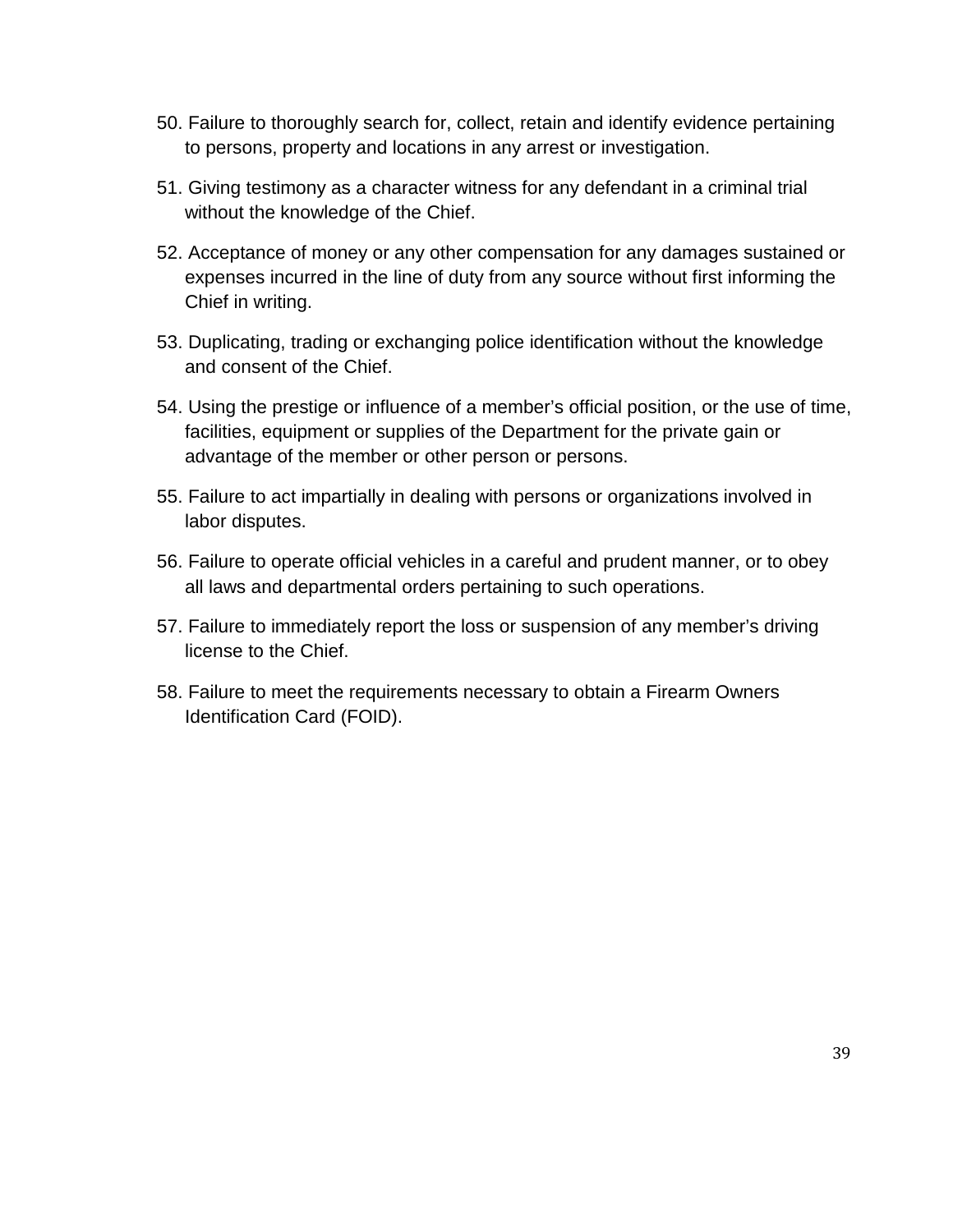50. Failure to thoroughly search for, collect, retain and identify evidence pertaining to persons, property and locations in any arrest or investigation.

51. Giving testimony as a character witness for any defendant in a criminal trial without the knowledge of the Chief.

52. Acceptance of money or any other compensation for any damages sustained or expenses incurred in the line of duty from any source without first informing the Chief in writing.

53. Duplicating, trading or exchanging police identification without the knowledge and consent of the Chief.

54. Using the prestige or influence of a member's official position, or the use of time, facilities, equipment or supplies of the Department for the private gain or advantage of the member or other person or persons.

55. Failure to act impartially in dealing with persons or organizations involved in labor disputes.

56. Failure to operate official vehicles in a careful and prudent manner, or to obey all laws and departmental orders pertaining to such operations.

57. Failure to immediately report the loss or suspension of any member's driving license to the Chief.

58. Failure to meet the requirements necessary to obtain a Firearm Owners Identification Card (FOID).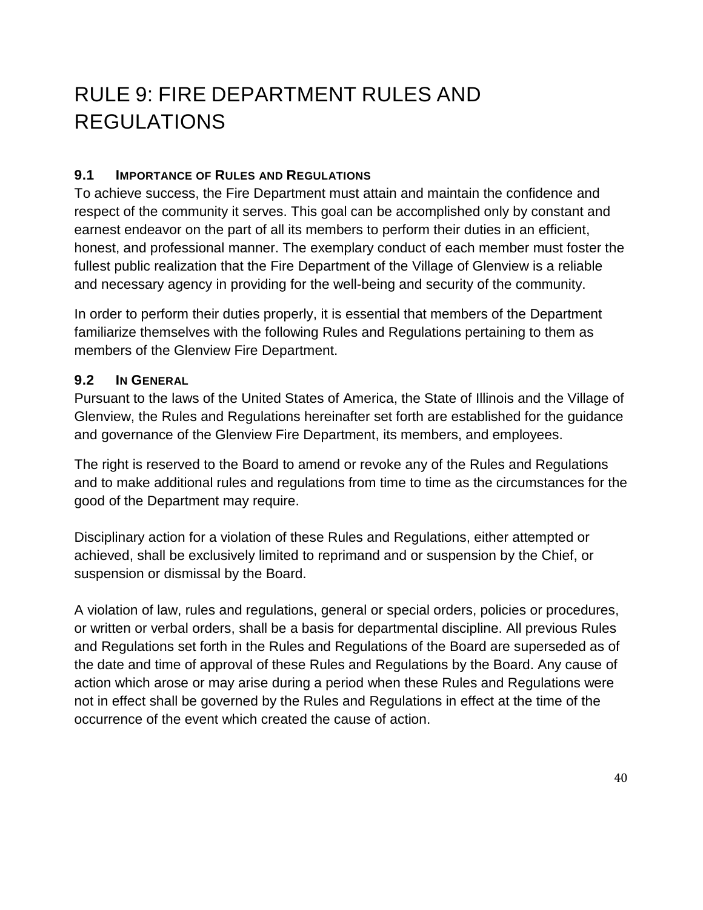# RULE 9: FIRE DEPARTMENT RULES AND REGULATIONS

### 9.1 IMPORTANCE OF RULES AND REGULATIONS

To achieve success, the Fire Department must attain and maintain the confidence and respect of the community it serves. This goal can be accomplished only by constant and earnest endeavor on the part of all its members to perform their duties in an efficient, honest, and professional manner. The exemplary conduct of each member must foster the fullest public realization that the Fire Department of the Village of Glenview is a reliable and necessary agency in providing for the well-being and security of the community.

In order to perform their duties properly, it is essential that members of the Department familiarize themselves with the following Rules and Regulations pertaining to them as members of the Glenview Fire Department.

### 9.2 IN GENERAL

Pursuant to the laws of the United States of America, the State of Illinois and the Village of Glenview, the Rules and Regulations hereinafter set forth are established for the guidance and governance of the Glenview Fire Department, its members, and employees.

The right is reserved to the Board to amend or revoke any of the Rules and Regulations and to make additional rules and regulations from time to time as the circumstances for the good of the Department may require.

Disciplinary action for a violation of these Rules and Regulations, either attempted or achieved, shall be exclusively limited to reprimand and or suspension by the Chief, or suspension or dismissal by the Board.

A violation of law, rules and regulations, general or special orders, policies or procedures, or written or verbal orders, shall be a basis for departmental discipline. All previous Rules and Regulations set forth in the Rules and Regulations of the Board are superseded as of the date and time of approval of these Rules and Regulations by the Board. Any cause of action which arose or may arise during a period when these Rules and Regulations were not in effect shall be governed by the Rules and Regulations in effect at the time of the occurrence of the event which created the cause of action.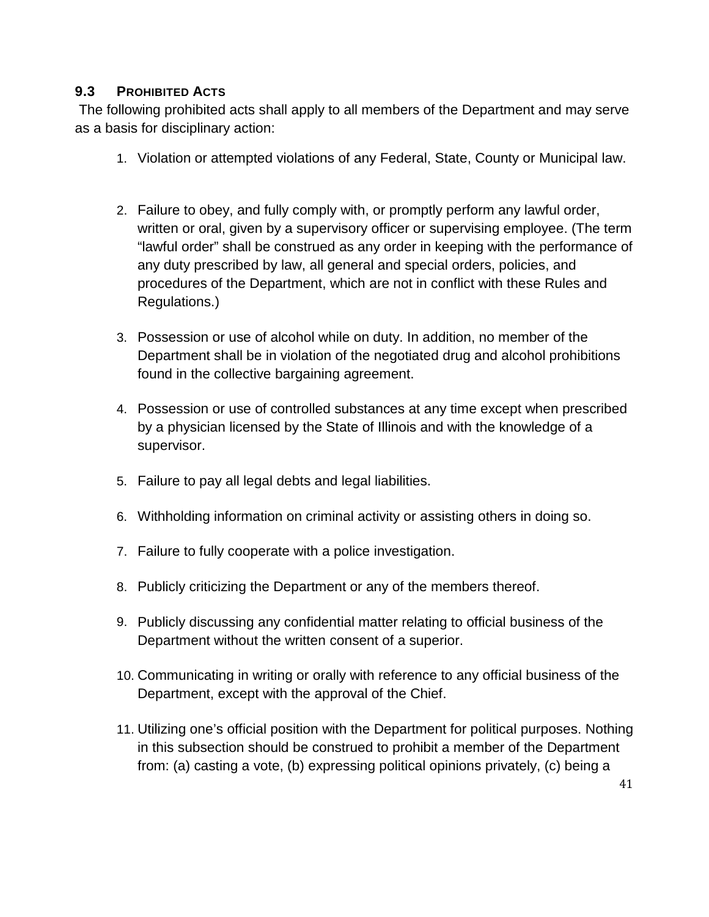### 9.3 PROHIBITED ACTS

The following prohibited acts shall apply to all members of the Department and may serve as a basis for disciplinary action:

1. Violation or attempted violations of any Federal, State, County or Municipal law.

2. Failure to obey, and fully comply with, or promptly perform any lawful order, written or oral, given by a supervisory officer or supervising employee. (The term "lawful order" shall be construed as any order in keeping with the performance of any duty prescribed by law, all general and special orders, policies, and procedures of the Department, which are not in conflict with these Rules and Regulations.)

3. Possession or use of alcohol while on duty. In addition, no member of the Department shall be in violation of the negotiated drug and alcohol prohibitions found in the collective bargaining agreement.

4. Possession or use of controlled substances at any time except when prescribed by a physician licensed by the State of Illinois and with the knowledge of a supervisor.

5. Failure to pay all legal debts and legal liabilities.

6. Withholding information on criminal activity or assisting others in doing so.

7. Failure to fully cooperate with a police investigation.

8. Publicly criticizing the Department or any of the members thereof.

9. Publicly discussing any confidential matter relating to official business of the Department without the written consent of a superior.

10. Communicating in writing or orally with reference to any official business of the Department, except with the approval of the Chief.

11. Utilizing one's official position with the Department for political purposes. Nothing in this subsection should be construed to prohibit a member of the Department from: (a) casting a vote, (b) expressing political opinions privately, (c) being a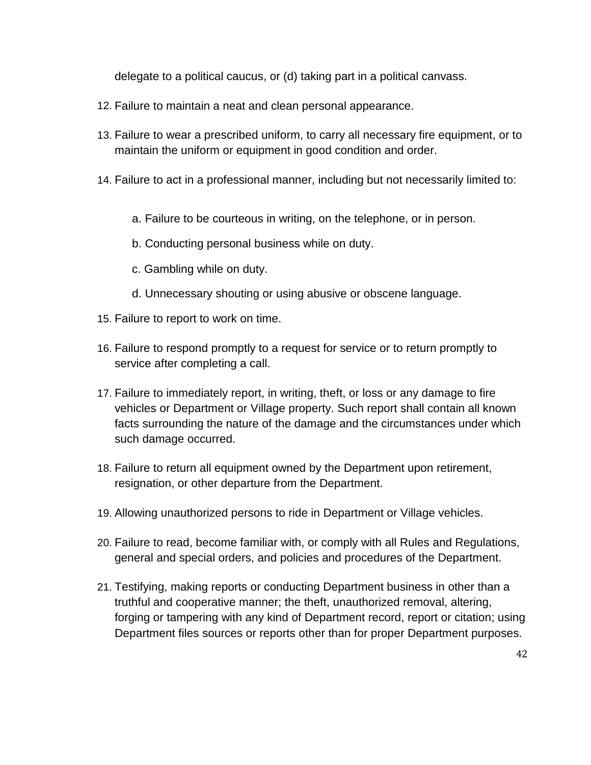delegate to a political caucus, or (d) taking part in a political canvass.

12. Failure to maintain a neat and clean personal appearance.

13. Failure to wear a prescribed uniform, to carry all necessary fire equipment, or to maintain the uniform or equipment in good condition and order.

14. Failure to act in a professional manner, including but not necessarily limited to:

    a. Failure to be courteous in writing, on the telephone, or in person.

    b. Conducting personal business while on duty.

    c. Gambling while on duty.

    d. Unnecessary shouting or using abusive or obscene language.

15. Failure to report to work on time.

16. Failure to respond promptly to a request for service or to return promptly to service after completing a call.

17. Failure to immediately report, in writing, theft, or loss or any damage to fire vehicles or Department or Village property. Such report shall contain all known facts surrounding the nature of the damage and the circumstances under which such damage occurred.

18. Failure to return all equipment owned by the Department upon retirement, resignation, or other departure from the Department.

19. Allowing unauthorized persons to ride in Department or Village vehicles.

20. Failure to read, become familiar with, or comply with all Rules and Regulations, general and special orders, and policies and procedures of the Department.

21. Testifying, making reports or conducting Department business in other than a truthful and cooperative manner; the theft, unauthorized removal, altering, forging or tampering with any kind of Department record, report or citation; using Department files sources or reports other than for proper Department purposes.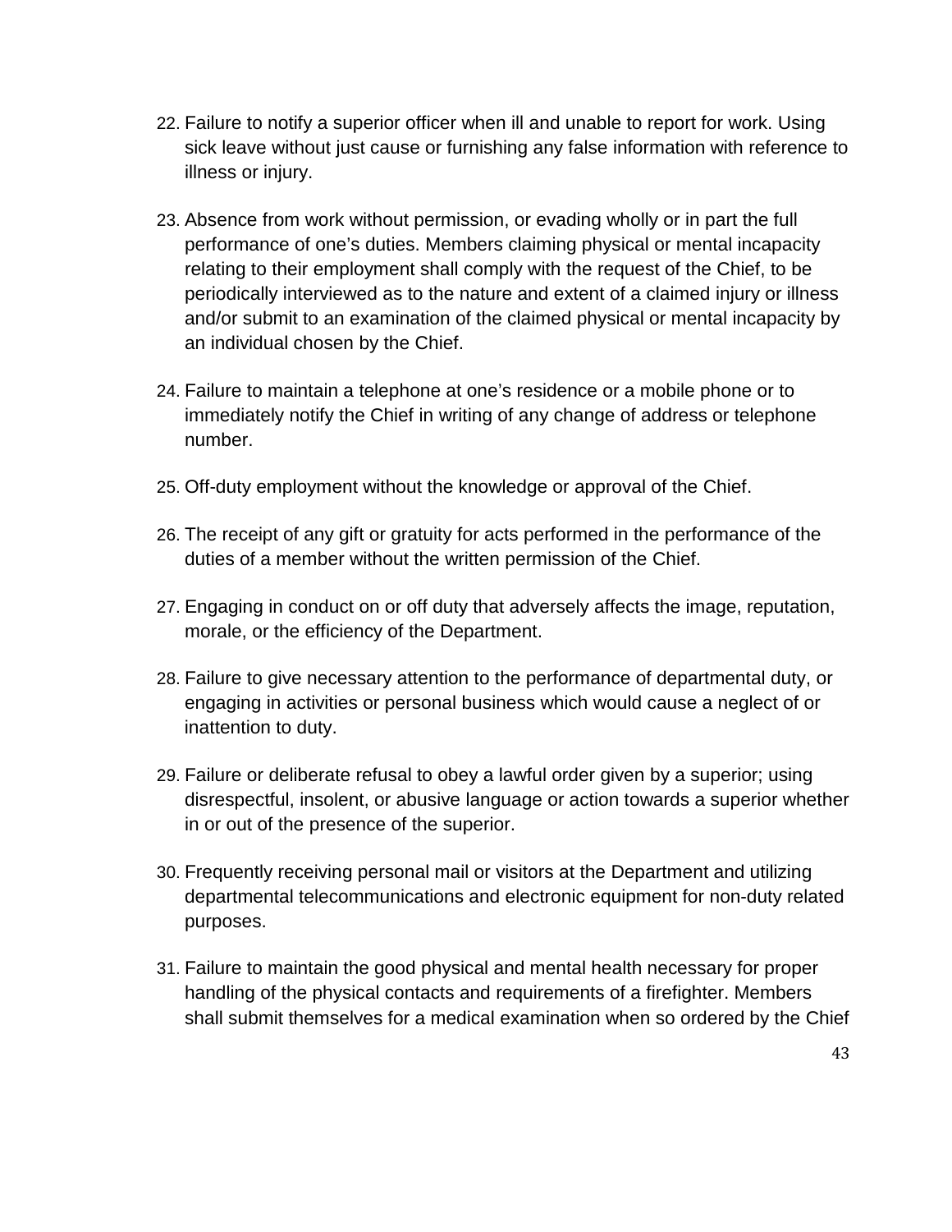22. Failure to notify a superior officer when ill and unable to report for work. Using sick leave without just cause or furnishing any false information with reference to illness or injury.

23. Absence from work without permission, or evading wholly or in part the full performance of one's duties. Members claiming physical or mental incapacity relating to their employment shall comply with the request of the Chief, to be periodically interviewed as to the nature and extent of a claimed injury or illness and/or submit to an examination of the claimed physical or mental incapacity by an individual chosen by the Chief.

24. Failure to maintain a telephone at one's residence or a mobile phone or to immediately notify the Chief in writing of any change of address or telephone number.

25. Off-duty employment without the knowledge or approval of the Chief.

26. The receipt of any gift or gratuity for acts performed in the performance of the duties of a member without the written permission of the Chief.

27. Engaging in conduct on or off duty that adversely affects the image, reputation, morale, or the efficiency of the Department.

28. Failure to give necessary attention to the performance of departmental duty, or engaging in activities or personal business which would cause a neglect of or inattention to duty.

29. Failure or deliberate refusal to obey a lawful order given by a superior; using disrespectful, insolent, or abusive language or action towards a superior whether in or out of the presence of the superior.

30. Frequently receiving personal mail or visitors at the Department and utilizing departmental telecommunications and electronic equipment for non-duty related purposes.

31. Failure to maintain the good physical and mental health necessary for proper handling of the physical contacts and requirements of a firefighter. Members shall submit themselves for a medical examination when so ordered by the Chief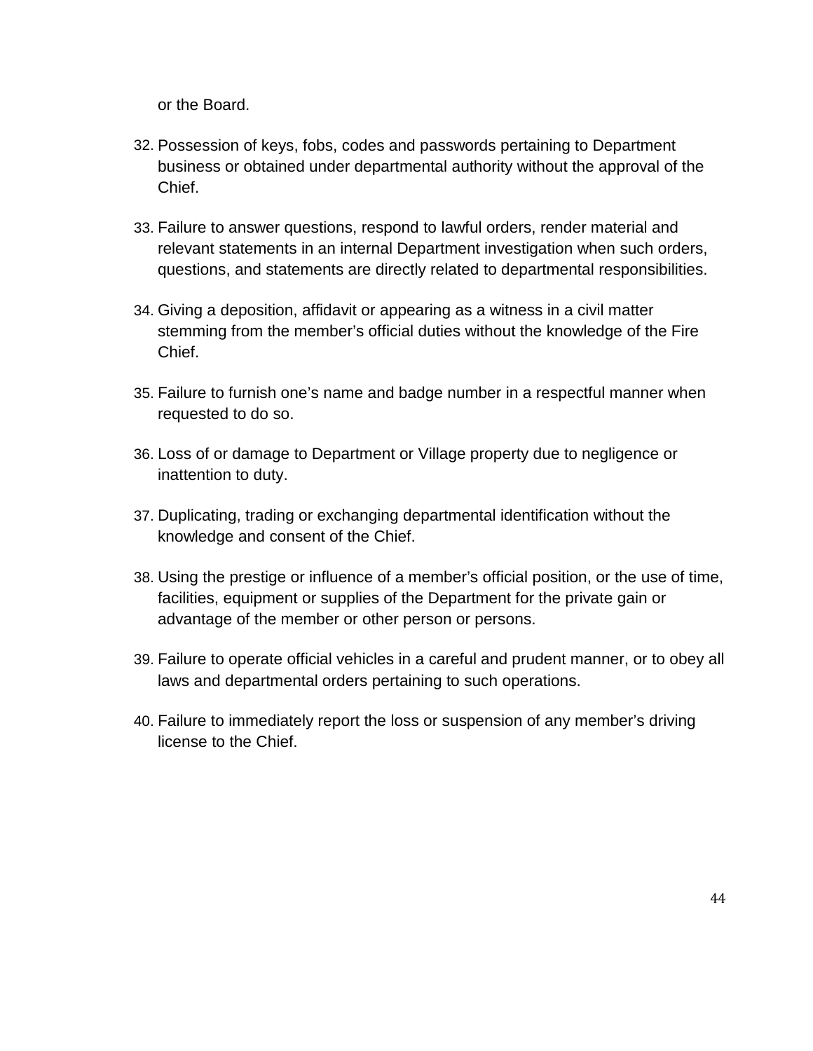or the Board.

32. Possession of keys, fobs, codes and passwords pertaining to Department business or obtained under departmental authority without the approval of the Chief.

33. Failure to answer questions, respond to lawful orders, render material and relevant statements in an internal Department investigation when such orders, questions, and statements are directly related to departmental responsibilities.

34. Giving a deposition, affidavit or appearing as a witness in a civil matter stemming from the member's official duties without the knowledge of the Fire Chief.

35. Failure to furnish one's name and badge number in a respectful manner when requested to do so.

36. Loss of or damage to Department or Village property due to negligence or inattention to duty.

37. Duplicating, trading or exchanging departmental identification without the knowledge and consent of the Chief.

38. Using the prestige or influence of a member's official position, or the use of time, facilities, equipment or supplies of the Department for the private gain or advantage of the member or other person or persons.

39. Failure to operate official vehicles in a careful and prudent manner, or to obey all laws and departmental orders pertaining to such operations.

40. Failure to immediately report the loss or suspension of any member's driving license to the Chief.